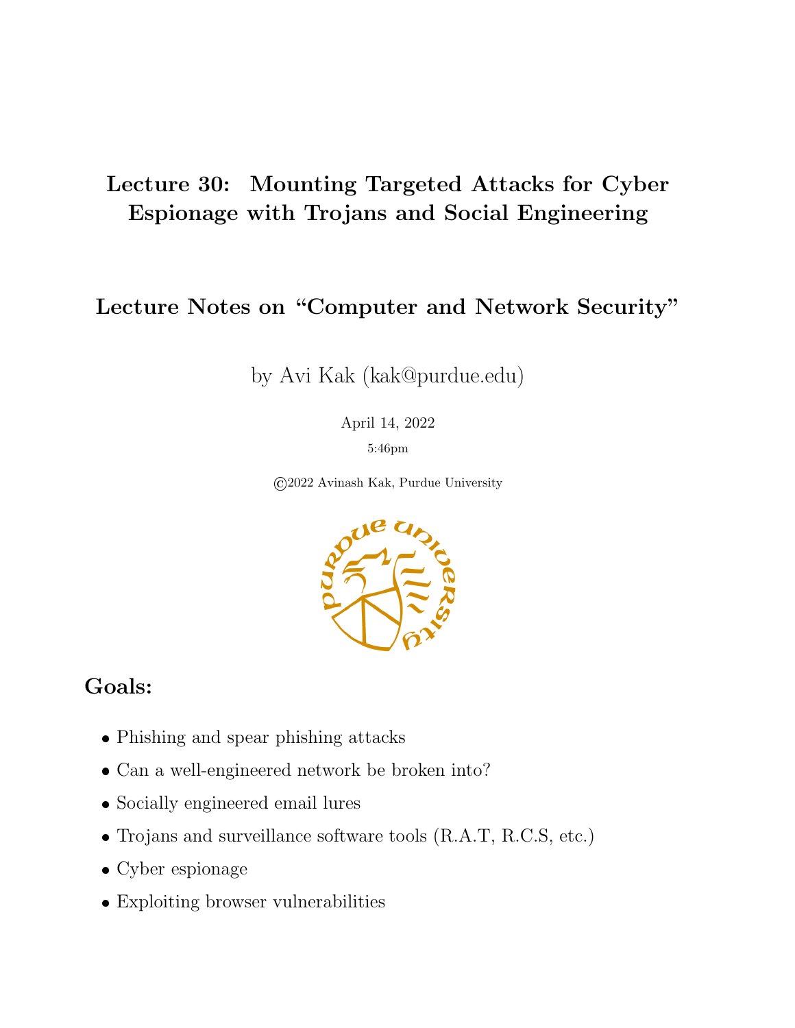# Lecture 30: Mounting Targeted Attacks for Cyber Espionage with Trojans and Social Engineering

## Lecture Notes on "Computer and Network Security"

by Avi Kak (kak@purdue.edu)

April 14, 2022

5:46pm

©2022 Avinash Kak, Purdue University

## Goals:

- Phishing and spear phishing attacks
- Can a well-engineered network be broken into?
- Socially engineered email lures
- Trojans and surveillance software tools (R.A.T, R.C.S, etc.)
- Cyber espionage
- Exploiting browser vulnerabilities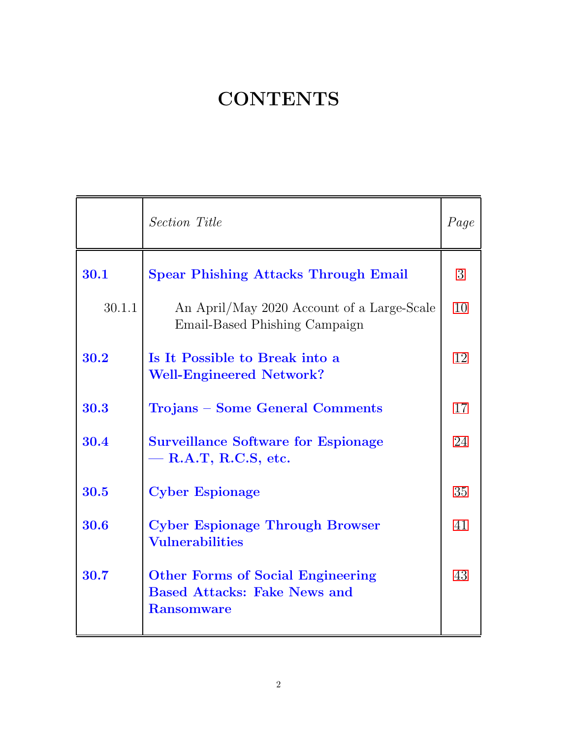# CONTENTS

| | *Section Title* | *Page* |
|---|---|---|
| **30.1** | **Spear Phishing Attacks Through Email** | 3 |
| 30.1.1 | An April/May 2020 Account of a Large-Scale Email-Based Phishing Campaign | 10 |
| **30.2** | **Is It Possible to Break into a Well-Engineered Network?** | 12 |
| **30.3** | **Trojans – Some General Comments** | 17 |
| **30.4** | **Surveillance Software for Espionage — R.A.T, R.C.S, etc.** | 24 |
| **30.5** | **Cyber Espionage** | 35 |
| **30.6** | **Cyber Espionage Through Browser Vulnerabilities** | 41 |
| **30.7** | **Other Forms of Social Engineering Based Attacks: Fake News and Ransomware** | 43 |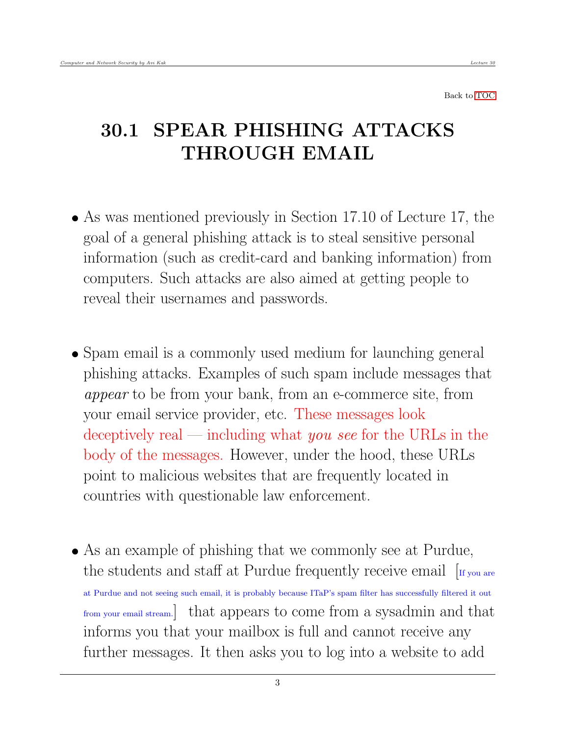Back to TOC

# 30.1 SPEAR PHISHING ATTACKS THROUGH EMAIL

- As was mentioned previously in Section 17.10 of Lecture 17, the goal of a general phishing attack is to steal sensitive personal information (such as credit-card and banking information) from computers. Such attacks are also aimed at getting people to reveal their usernames and passwords.

- Spam email is a commonly used medium for launching general phishing attacks. Examples of such spam include messages that *appear* to be from your bank, from an e-commerce site, from your email service provider, etc. These messages look deceptively real — including what *you see* for the URLs in the body of the messages. However, under the hood, these URLs point to malicious websites that are frequently located in countries with questionable law enforcement.

- As an example of phishing that we commonly see at Purdue, the students and staff at Purdue frequently receive email [If you are at Purdue and not seeing such email, it is probably because ITaP's spam filter has successfully filtered it out from your email stream.] that appears to come from a sysadmin and that informs you that your mailbox is full and cannot receive any further messages. It then asks you to log into a website to add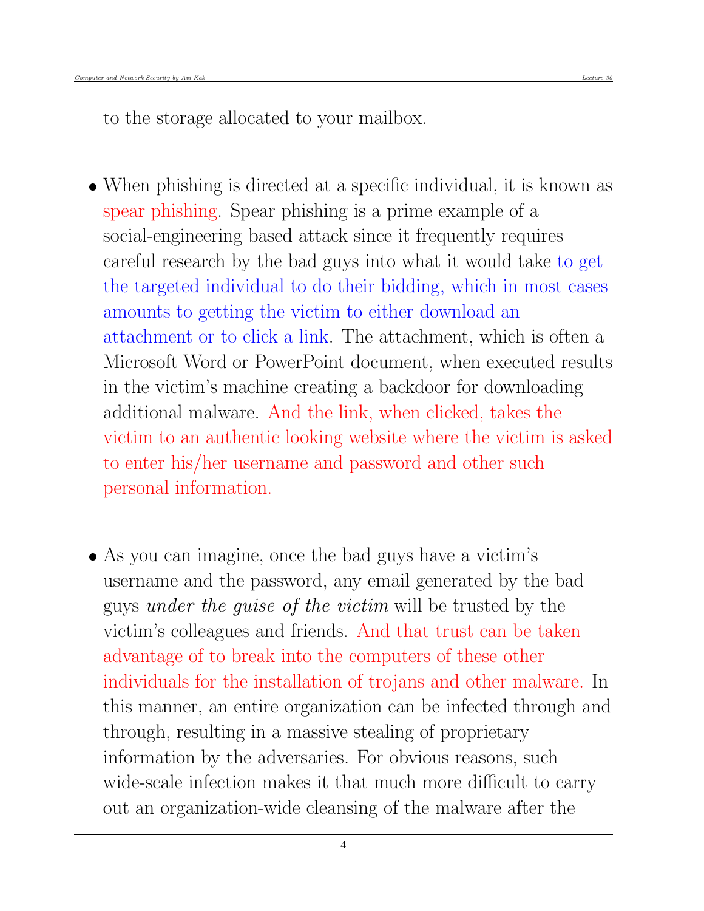to the storage allocated to your mailbox.

- When phishing is directed at a specific individual, it is known as spear phishing. Spear phishing is a prime example of a social-engineering based attack since it frequently requires careful research by the bad guys into what it would take to get the targeted individual to do their bidding, which in most cases amounts to getting the victim to either download an attachment or to click a link. The attachment, which is often a Microsoft Word or PowerPoint document, when executed results in the victim's machine creating a backdoor for downloading additional malware. And the link, when clicked, takes the victim to an authentic looking website where the victim is asked to enter his/her username and password and other such personal information.

- As you can imagine, once the bad guys have a victim's username and the password, any email generated by the bad guys *under the guise of the victim* will be trusted by the victim's colleagues and friends. And that trust can be taken advantage of to break into the computers of these other individuals for the installation of trojans and other malware. In this manner, an entire organization can be infected through and through, resulting in a massive stealing of proprietary information by the adversaries. For obvious reasons, such wide-scale infection makes it that much more difficult to carry out an organization-wide cleansing of the malware after the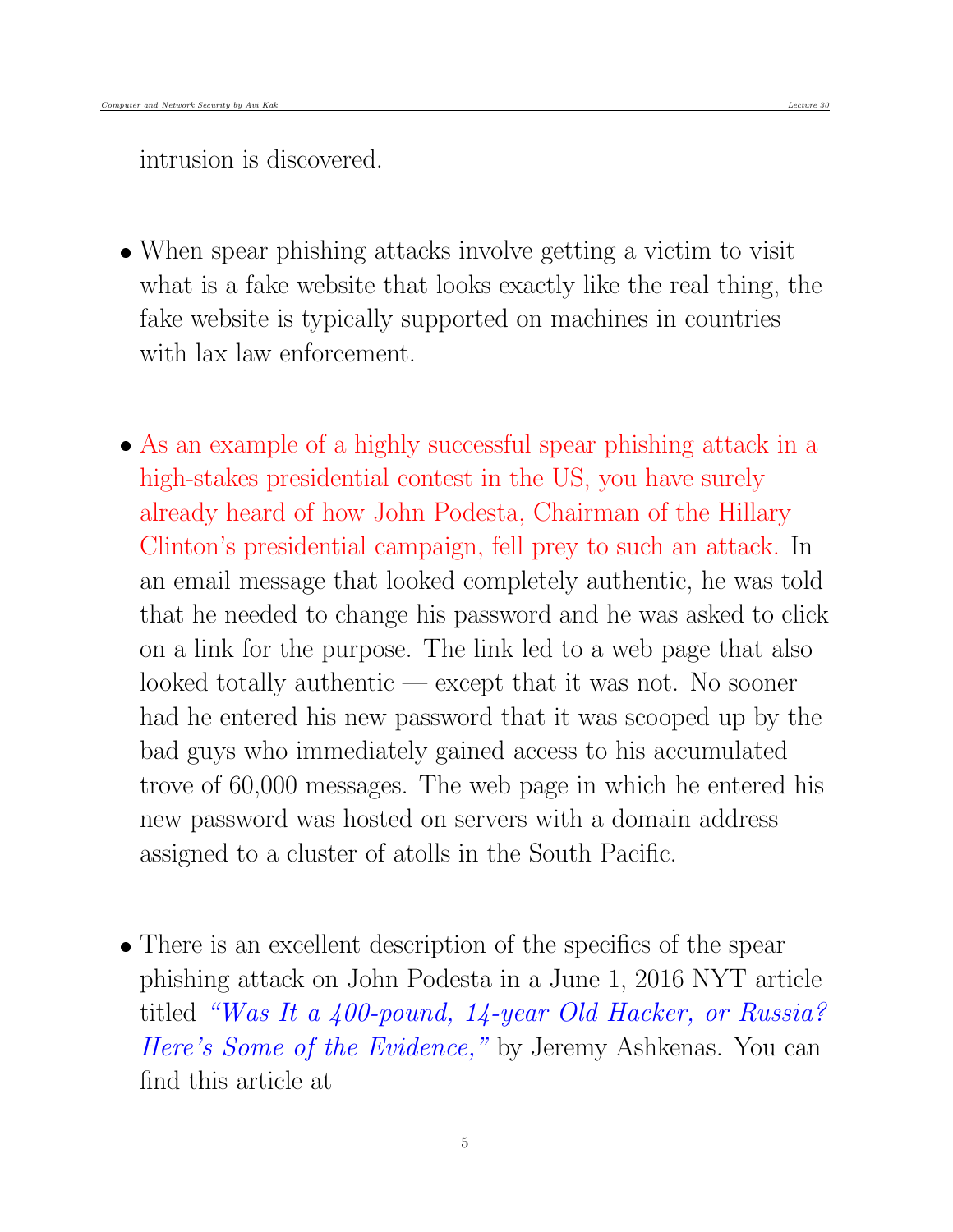intrusion is discovered.

- When spear phishing attacks involve getting a victim to visit what is a fake website that looks exactly like the real thing, the fake website is typically supported on machines in countries with lax law enforcement.

- As an example of a highly successful spear phishing attack in a high-stakes presidential contest in the US, you have surely already heard of how John Podesta, Chairman of the Hillary Clinton's presidential campaign, fell prey to such an attack. In an email message that looked completely authentic, he was told that he needed to change his password and he was asked to click on a link for the purpose. The link led to a web page that also looked totally authentic — except that it was not. No sooner had he entered his new password that it was scooped up by the bad guys who immediately gained access to his accumulated trove of 60,000 messages. The web page in which he entered his new password was hosted on servers with a domain address assigned to a cluster of atolls in the South Pacific.

- There is an excellent description of the specifics of the spear phishing attack on John Podesta in a June 1, 2016 NYT article titled *"Was It a 400-pound, 14-year Old Hacker, or Russia? Here's Some of the Evidence,"* by Jeremy Ashkenas. You can find this article at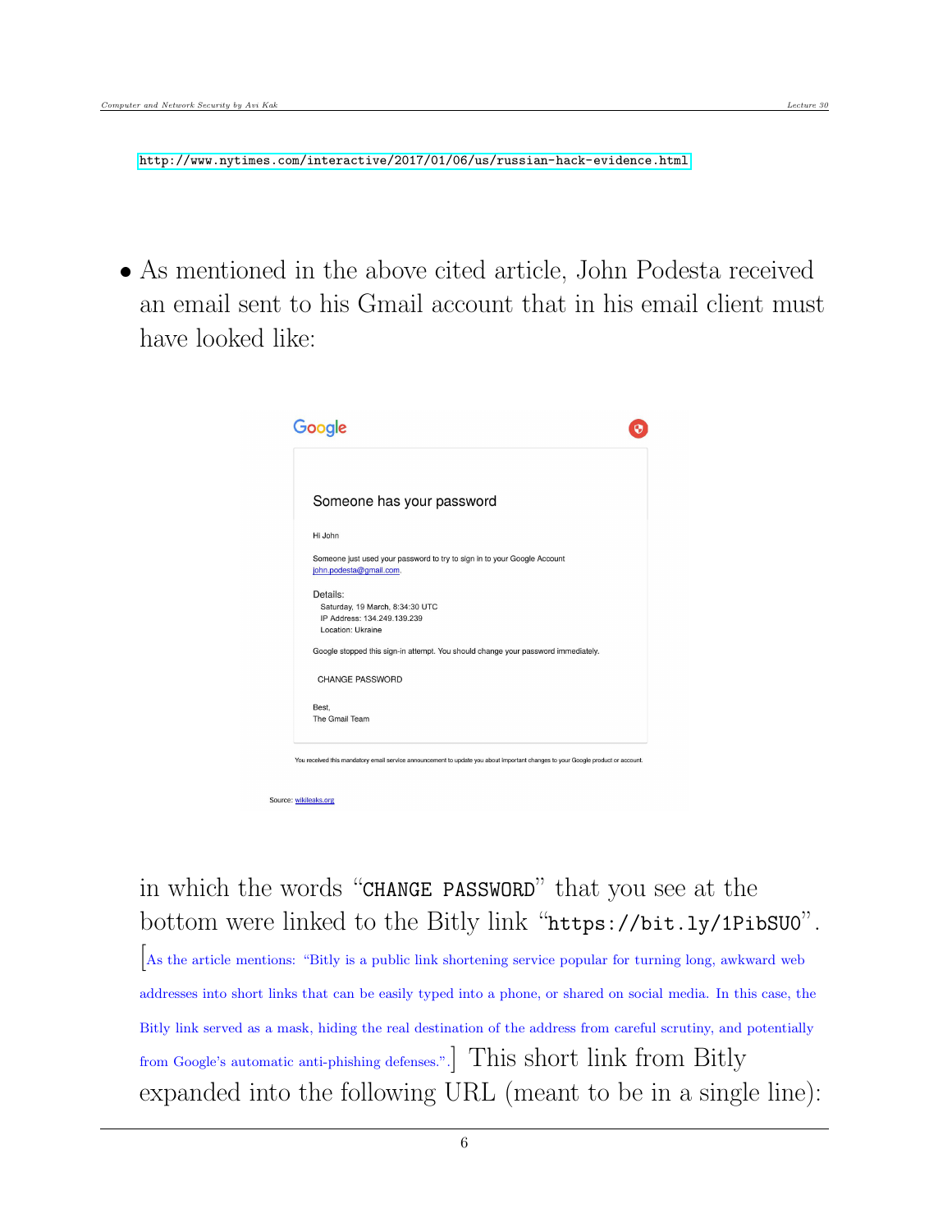http://www.nytimes.com/interactive/2017/01/06/us/russian-hack-evidence.html

- As mentioned in the above cited article, John Podesta received an email sent to his Gmail account that in his email client must have looked like:

> Google
>
> **Someone has your password**
>
> Hi John
>
> Someone just used your password to try to sign in to your Google Account john.podesta@gmail.com.
>
> Details:
> Saturday, 19 March, 8:34:30 UTC
> IP Address: 134.249.139.239
> Location: Ukraine
>
> Google stopped this sign-in attempt. You should change your password immediately.
>
> CHANGE PASSWORD
>
> Best,
> The Gmail Team
>
> You received this mandatory email service announcement to update you about important changes to your Google product or account.
>
> Source: wikileaks.org

in which the words "`CHANGE PASSWORD`" that you see at the bottom were linked to the Bitly link "`https://bit.ly/1PibSU0`". [As the article mentions: "Bitly is a public link shortening service popular for turning long, awkward web addresses into short links that can be easily typed into a phone, or shared on social media. In this case, the Bitly link served as a mask, hiding the real destination of the address from careful scrutiny, and potentially from Google's automatic anti-phishing defenses.".] This short link from Bitly expanded into the following URL (meant to be in a single line):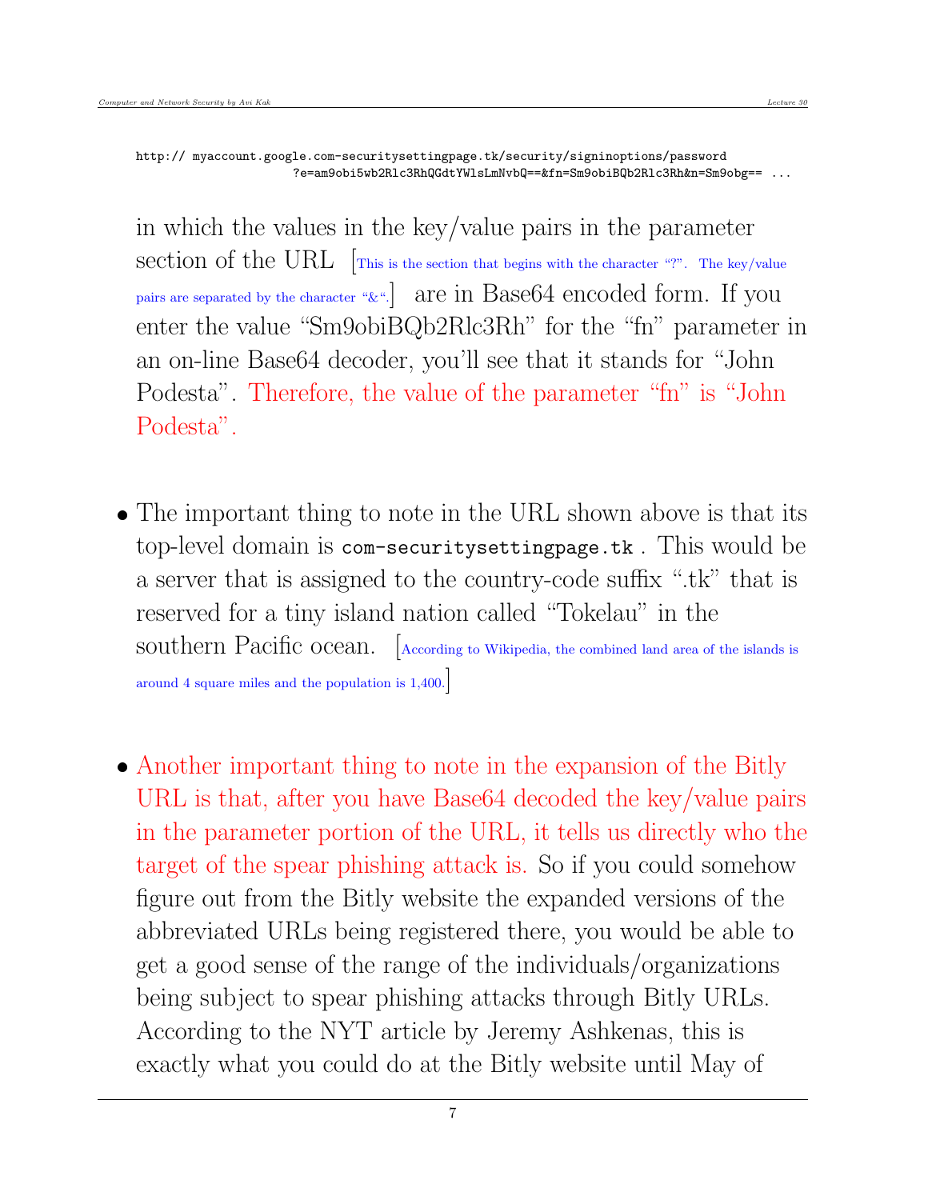```
http:// myaccount.google.com-securitysettingpage.tk/security/signinoptions/password
                  ?e=am9obi5wb2Rlc3RhQGdtYWlsLmNvbQ==&fn=Sm9obiBQb2Rlc3Rh&n=Sm9obg== ...
```

in which the values in the key/value pairs in the parameter section of the URL [This is the section that begins with the character "?". The key/value pairs are separated by the character "&".] are in Base64 encoded form. If you enter the value "Sm9obiBQb2Rlc3Rh" for the "fn" parameter in an on-line Base64 decoder, you'll see that it stands for "John Podesta". Therefore, the value of the parameter "fn" is "John Podesta".

- The important thing to note in the URL shown above is that its top-level domain is `com-securitysettingpage.tk` . This would be a server that is assigned to the country-code suffix ".tk" that is reserved for a tiny island nation called "Tokelau" in the southern Pacific ocean. [According to Wikipedia, the combined land area of the islands is around 4 square miles and the population is 1,400.]

- Another important thing to note in the expansion of the Bitly URL is that, after you have Base64 decoded the key/value pairs in the parameter portion of the URL, it tells us directly who the target of the spear phishing attack is. So if you could somehow figure out from the Bitly website the expanded versions of the abbreviated URLs being registered there, you would be able to get a good sense of the range of the individuals/organizations being subject to spear phishing attacks through Bitly URLs. According to the NYT article by Jeremy Ashkenas, this is exactly what you could do at the Bitly website until May of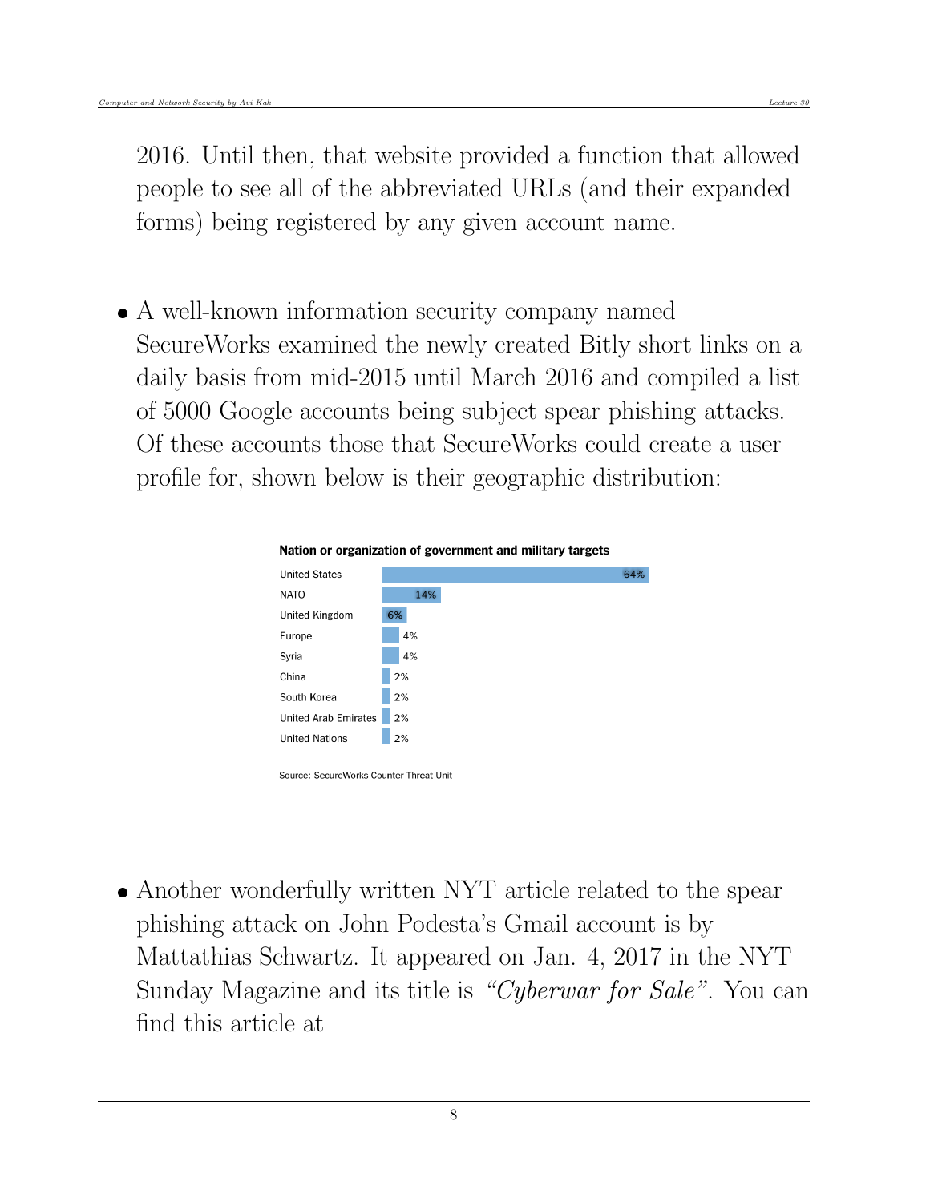2016. Until then, that website provided a function that allowed people to see all of the abbreviated URLs (and their expanded forms) being registered by any given account name.

- A well-known information security company named SecureWorks examined the newly created Bitly short links on a daily basis from mid-2015 until March 2016 and compiled a list of 5000 Google accounts being subject spear phishing attacks. Of these accounts those that SecureWorks could create a user profile for, shown below is their geographic distribution:

**Nation or organization of government and military targets**

| Target | Percentage |
| --- | --- |
| United States | 64% |
| NATO | 14% |
| United Kingdom | 6% |
| Europe | 4% |
| Syria | 4% |
| China | 2% |
| South Korea | 2% |
| United Arab Emirates | 2% |
| United Nations | 2% |

Source: SecureWorks Counter Threat Unit

- Another wonderfully written NYT article related to the spear phishing attack on John Podesta's Gmail account is by Mattathias Schwartz. It appeared on Jan. 4, 2017 in the NYT Sunday Magazine and its title is *"Cyberwar for Sale"*. You can find this article at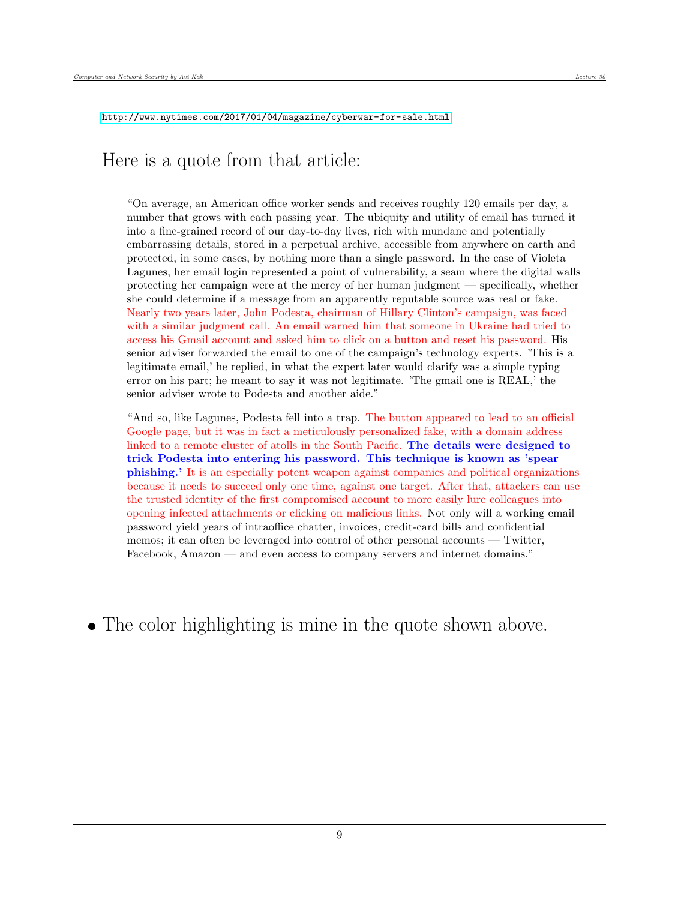http://www.nytimes.com/2017/01/04/magazine/cyberwar-for-sale.html

Here is a quote from that article:

> "On average, an American office worker sends and receives roughly 120 emails per day, a number that grows with each passing year. The ubiquity and utility of email has turned it into a fine-grained record of our day-to-day lives, rich with mundane and potentially embarrassing details, stored in a perpetual archive, accessible from anywhere on earth and protected, in some cases, by nothing more than a single password. In the case of Violeta Lagunes, her email login represented a point of vulnerability, a seam where the digital walls protecting her campaign were at the mercy of her human judgment — specifically, whether she could determine if a message from an apparently reputable source was real or fake. Nearly two years later, John Podesta, chairman of Hillary Clinton's campaign, was faced with a similar judgment call. An email warned him that someone in Ukraine had tried to access his Gmail account and asked him to click on a button and reset his password. His senior adviser forwarded the email to one of the campaign's technology experts. 'This is a legitimate email,' he replied, in what the expert later would clarify was a simple typing error on his part; he meant to say it was not legitimate. 'The gmail one is REAL,' the senior adviser wrote to Podesta and another aide."
>
> "And so, like Lagunes, Podesta fell into a trap. The button appeared to lead to an official Google page, but it was in fact a meticulously personalized fake, with a domain address linked to a remote cluster of atolls in the South Pacific. **The details were designed to trick Podesta into entering his password. This technique is known as 'spear phishing.'** It is an especially potent weapon against companies and political organizations because it needs to succeed only one time, against one target. After that, attackers can use the trusted identity of the first compromised account to more easily lure colleagues into opening infected attachments or clicking on malicious links. Not only will a working email password yield years of intraoffice chatter, invoices, credit-card bills and confidential memos; it can often be leveraged into control of other personal accounts — Twitter, Facebook, Amazon — and even access to company servers and internet domains."

- The color highlighting is mine in the quote shown above.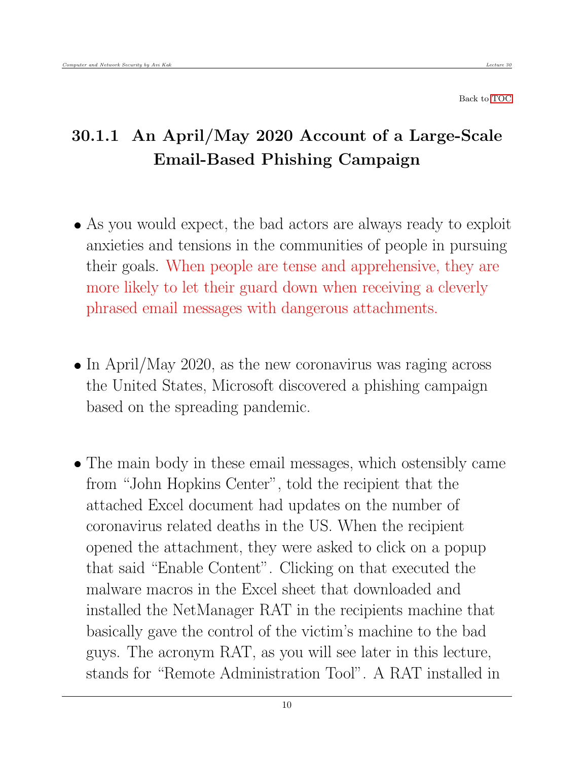### 30.1.1 An April/May 2020 Account of a Large-Scale Email-Based Phishing Campaign

- As you would expect, the bad actors are always ready to exploit anxieties and tensions in the communities of people in pursuing their goals. When people are tense and apprehensive, they are more likely to let their guard down when receiving a cleverly phrased email messages with dangerous attachments.

- In April/May 2020, as the new coronavirus was raging across the United States, Microsoft discovered a phishing campaign based on the spreading pandemic.

- The main body in these email messages, which ostensibly came from "John Hopkins Center", told the recipient that the attached Excel document had updates on the number of coronavirus related deaths in the US. When the recipient opened the attachment, they were asked to click on a popup that said "Enable Content". Clicking on that executed the malware macros in the Excel sheet that downloaded and installed the NetManager RAT in the recipients machine that basically gave the control of the victim's machine to the bad guys. The acronym RAT, as you will see later in this lecture, stands for "Remote Administration Tool". A RAT installed in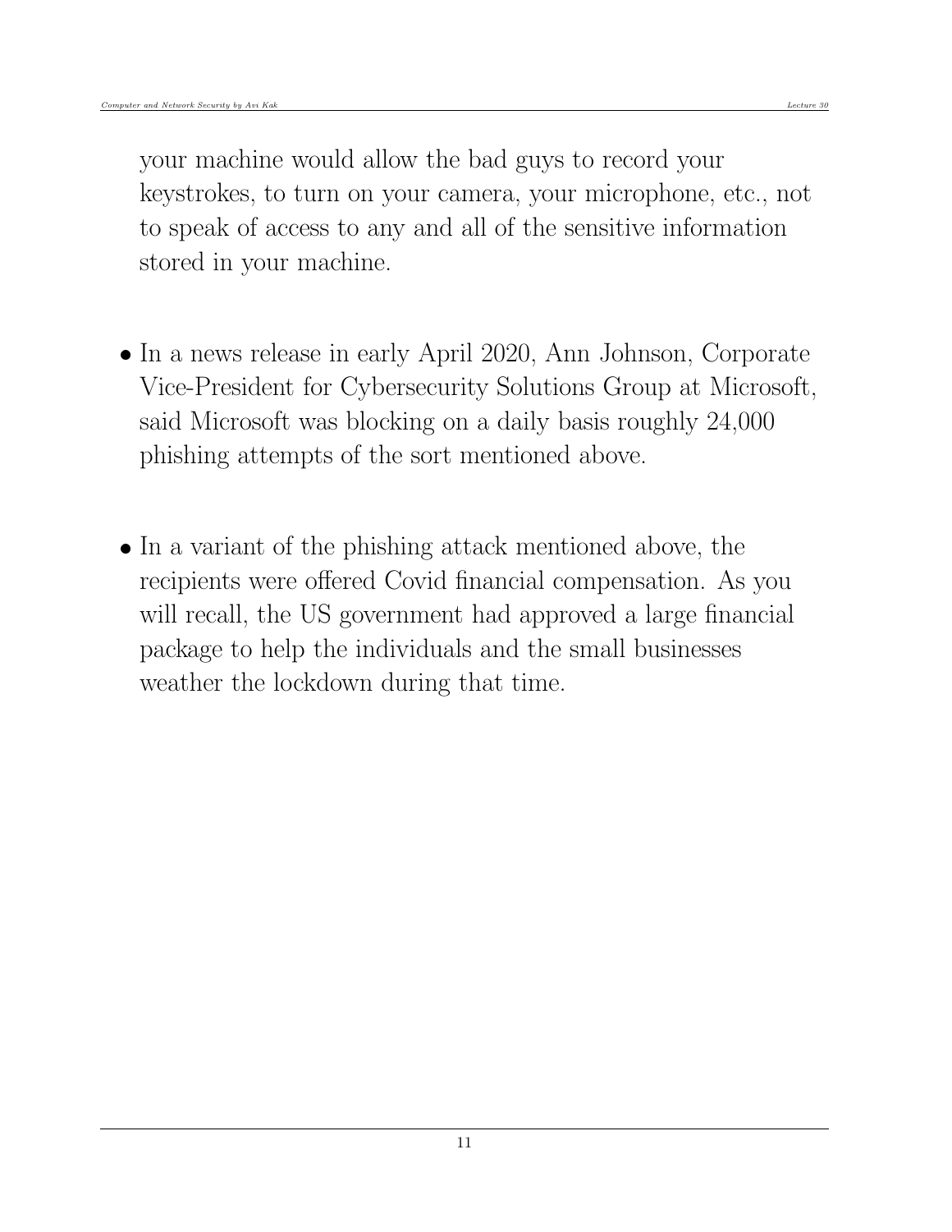your machine would allow the bad guys to record your keystrokes, to turn on your camera, your microphone, etc., not to speak of access to any and all of the sensitive information stored in your machine.

- In a news release in early April 2020, Ann Johnson, Corporate Vice-President for Cybersecurity Solutions Group at Microsoft, said Microsoft was blocking on a daily basis roughly 24,000 phishing attempts of the sort mentioned above.

- In a variant of the phishing attack mentioned above, the recipients were offered Covid financial compensation. As you will recall, the US government had approved a large financial package to help the individuals and the small businesses weather the lockdown during that time.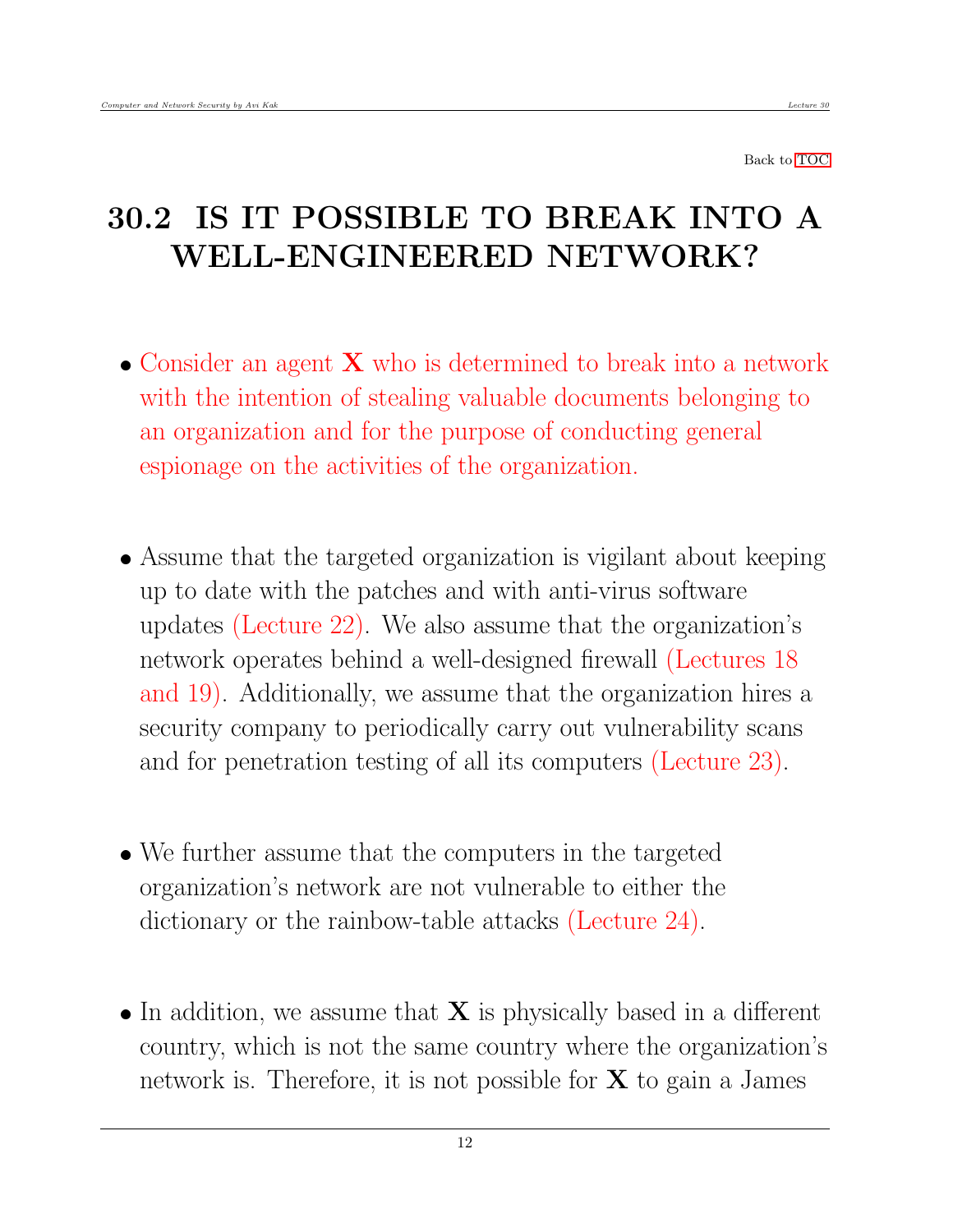Back to TOC

## 30.2 IS IT POSSIBLE TO BREAK INTO A WELL-ENGINEERED NETWORK?

- Consider an agent **X** who is determined to break into a network with the intention of stealing valuable documents belonging to an organization and for the purpose of conducting general espionage on the activities of the organization.

- Assume that the targeted organization is vigilant about keeping up to date with the patches and with anti-virus software updates (Lecture 22). We also assume that the organization's network operates behind a well-designed firewall (Lectures 18 and 19). Additionally, we assume that the organization hires a security company to periodically carry out vulnerability scans and for penetration testing of all its computers (Lecture 23).

- We further assume that the computers in the targeted organization's network are not vulnerable to either the dictionary or the rainbow-table attacks (Lecture 24).

- In addition, we assume that **X** is physically based in a different country, which is not the same country where the organization's network is. Therefore, it is not possible for **X** to gain a James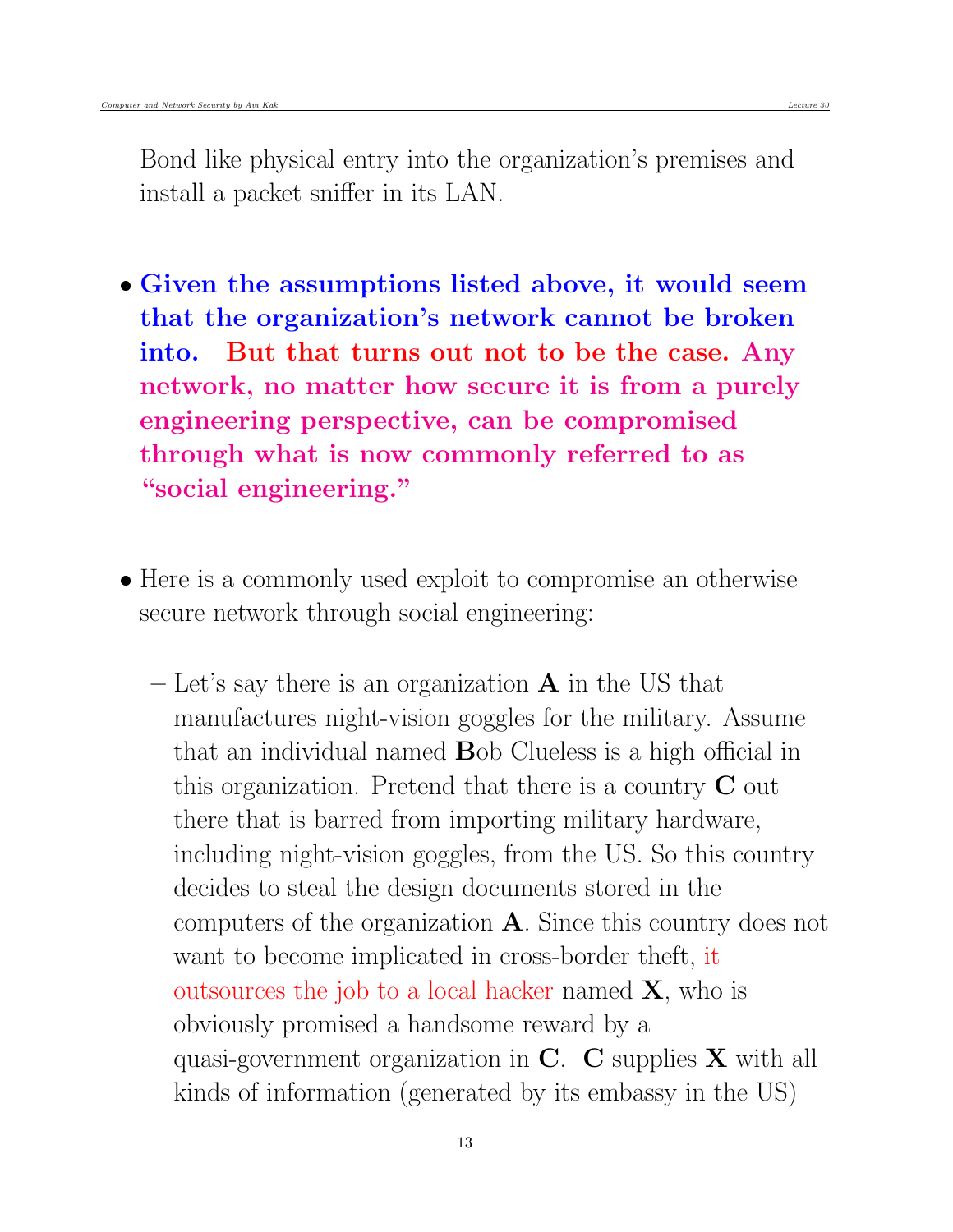Bond like physical entry into the organization's premises and install a packet sniffer in its LAN.

- **Given the assumptions listed above, it would seem that the organization's network cannot be broken into. But that turns out not to be the case. Any network, no matter how secure it is from a purely engineering perspective, can be compromised through what is now commonly referred to as "social engineering."**

- Here is a commonly used exploit to compromise an otherwise secure network through social engineering:

  – Let's say there is an organization **A** in the US that manufactures night-vision goggles for the military. Assume that an individual named **B**ob Clueless is a high official in this organization. Pretend that there is a country **C** out there that is barred from importing military hardware, including night-vision goggles, from the US. So this country decides to steal the design documents stored in the computers of the organization **A**. Since this country does not want to become implicated in cross-border theft, it outsources the job to a local hacker named **X**, who is obviously promised a handsome reward by a quasi-government organization in **C**. **C** supplies **X** with all kinds of information (generated by its embassy in the US)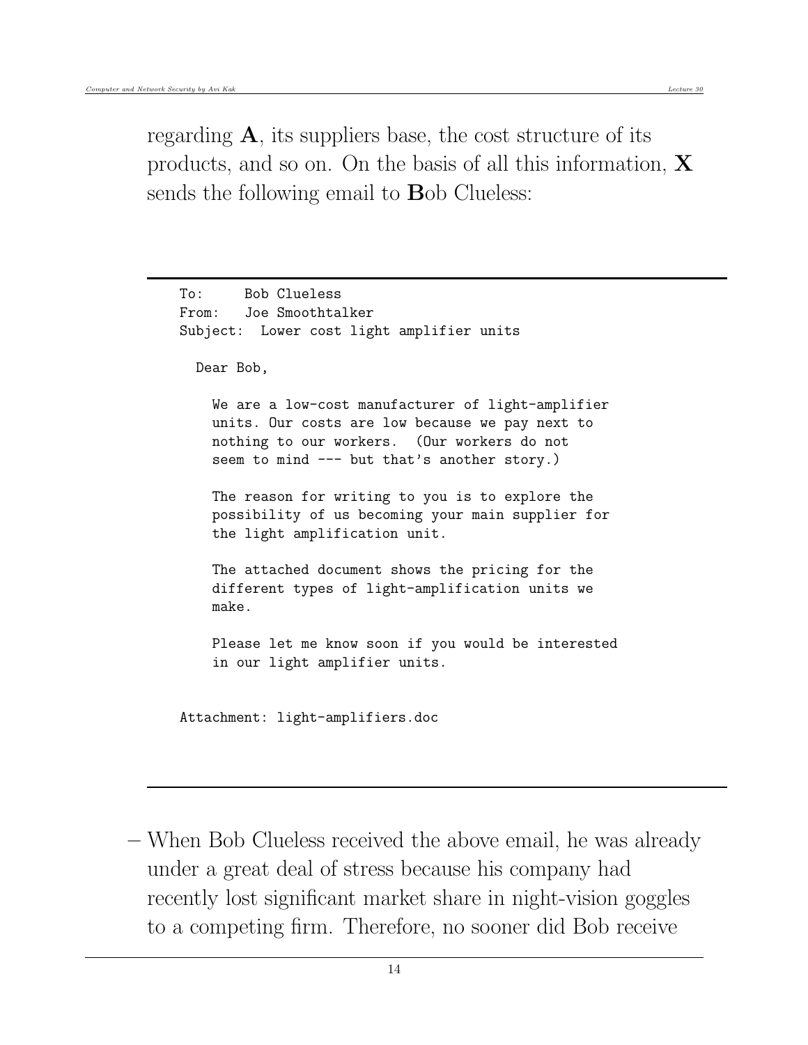regarding **A**, its suppliers base, the cost structure of its products, and so on. On the basis of all this information, **X** sends the following email to **B**ob Clueless:

```
To:     Bob Clueless
From:   Joe Smoothtalker
Subject:  Lower cost light amplifier units

  Dear Bob,

    We are a low-cost manufacturer of light-amplifier
    units. Our costs are low because we pay next to
    nothing to our workers.  (Our workers do not
    seem to mind --- but that's another story.)

    The reason for writing to you is to explore the
    possibility of us becoming your main supplier for
    the light amplification unit.

    The attached document shows the pricing for the
    different types of light-amplification units we
    make.

    Please let me know soon if you would be interested
    in our light amplifier units.


Attachment: light-amplifiers.doc
```

– When Bob Clueless received the above email, he was already under a great deal of stress because his company had recently lost significant market share in night-vision goggles to a competing firm. Therefore, no sooner did Bob receive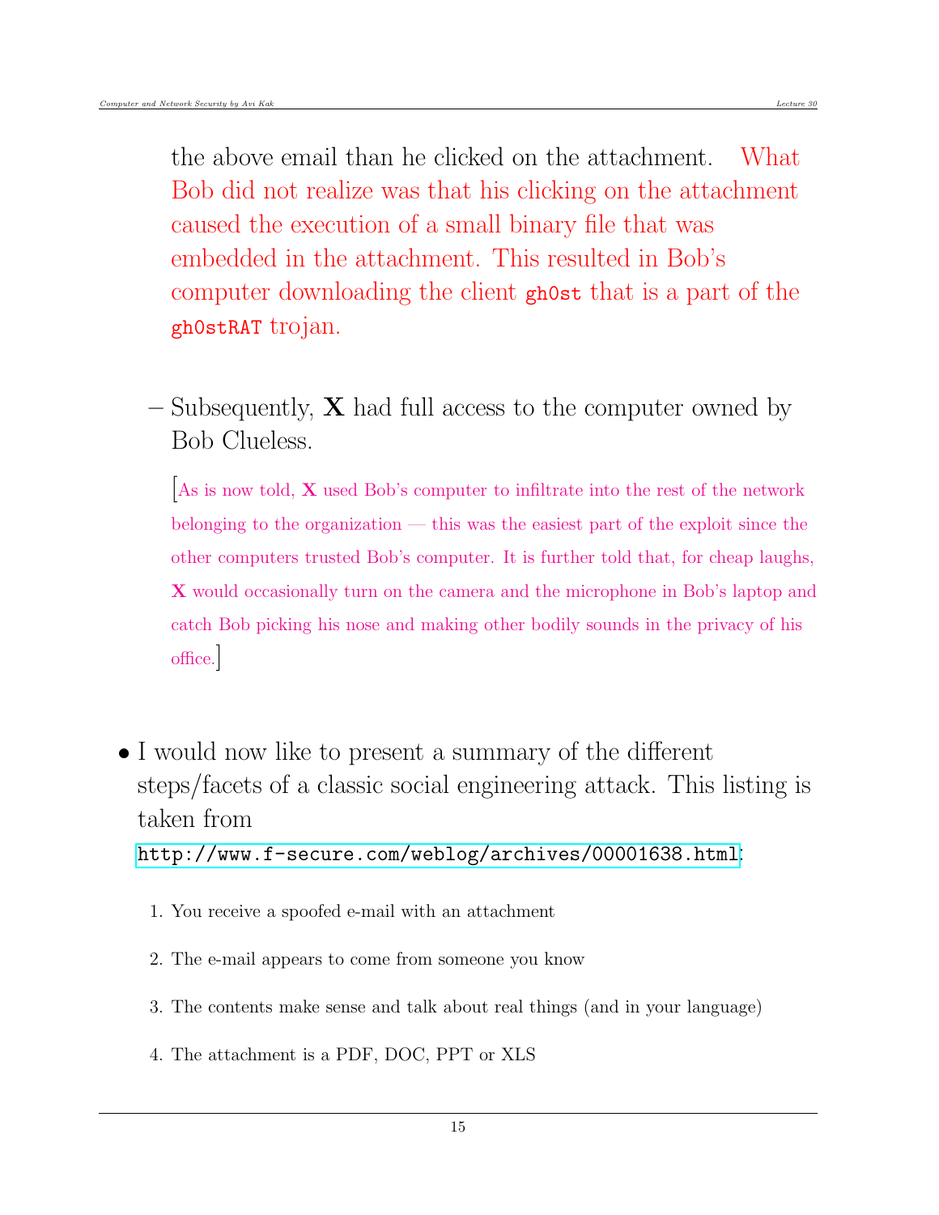the above email than he clicked on the attachment. What Bob did not realize was that his clicking on the attachment caused the execution of a small binary file that was embedded in the attachment. This resulted in Bob's computer downloading the client `gh0st` that is a part of the `gh0stRAT` trojan.

– Subsequently, **X** had full access to the computer owned by Bob Clueless.

  [As is now told, **X** used Bob's computer to infiltrate into the rest of the network belonging to the organization — this was the easiest part of the exploit since the other computers trusted Bob's computer. It is further told that, for cheap laughs, **X** would occasionally turn on the camera and the microphone in Bob's laptop and catch Bob picking his nose and making other bodily sounds in the privacy of his office.]

- I would now like to present a summary of the different steps/facets of a classic social engineering attack. This listing is taken from `http://www.f-secure.com/weblog/archives/00001638.html`:

  1. You receive a spoofed e-mail with an attachment
  2. The e-mail appears to come from someone you know
  3. The contents make sense and talk about real things (and in your language)
  4. The attachment is a PDF, DOC, PPT or XLS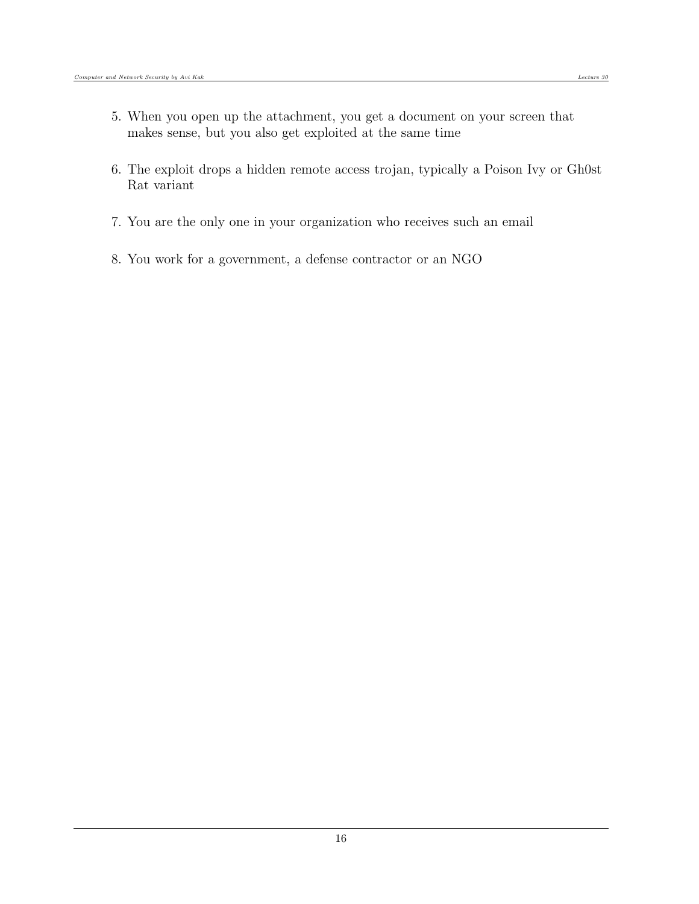5. When you open up the attachment, you get a document on your screen that makes sense, but you also get exploited at the same time

6. The exploit drops a hidden remote access trojan, typically a Poison Ivy or Gh0st Rat variant

7. You are the only one in your organization who receives such an email

8. You work for a government, a defense contractor or an NGO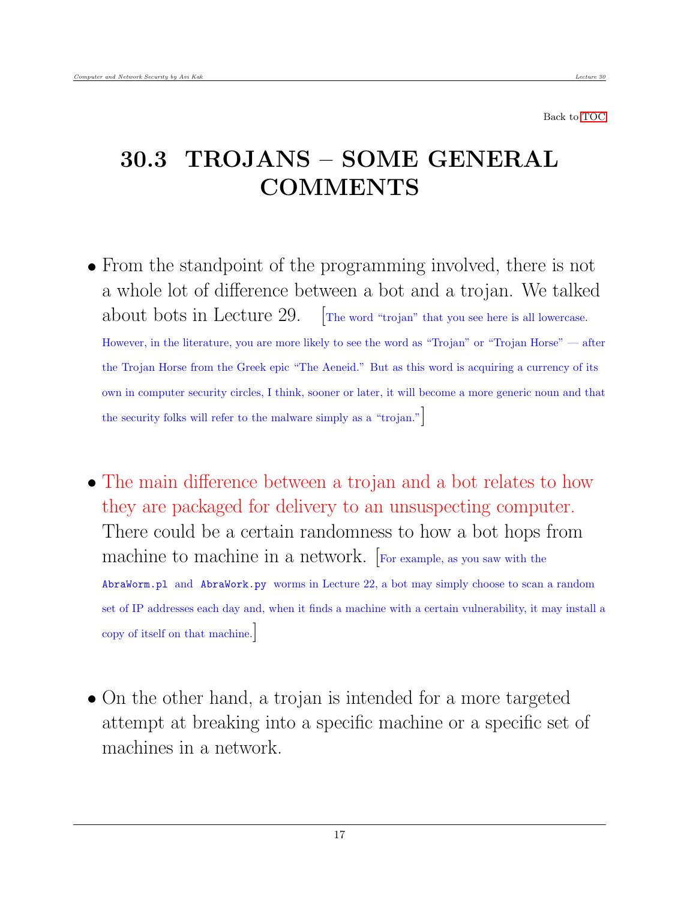Back to TOC

# 30.3 TROJANS – SOME GENERAL COMMENTS

- From the standpoint of the programming involved, there is not a whole lot of difference between a bot and a trojan. We talked about bots in Lecture 29. [The word "trojan" that you see here is all lowercase. However, in the literature, you are more likely to see the word as "Trojan" or "Trojan Horse" — after the Trojan Horse from the Greek epic "The Aeneid." But as this word is acquiring a currency of its own in computer security circles, I think, sooner or later, it will become a more generic noun and that the security folks will refer to the malware simply as a "trojan."]

- The main difference between a trojan and a bot relates to how they are packaged for delivery to an unsuspecting computer. There could be a certain randomness to how a bot hops from machine to machine in a network. [For example, as you saw with the `AbraWorm.pl` and `AbraWork.py` worms in Lecture 22, a bot may simply choose to scan a random set of IP addresses each day and, when it finds a machine with a certain vulnerability, it may install a copy of itself on that machine.]

- On the other hand, a trojan is intended for a more targeted attempt at breaking into a specific machine or a specific set of machines in a network.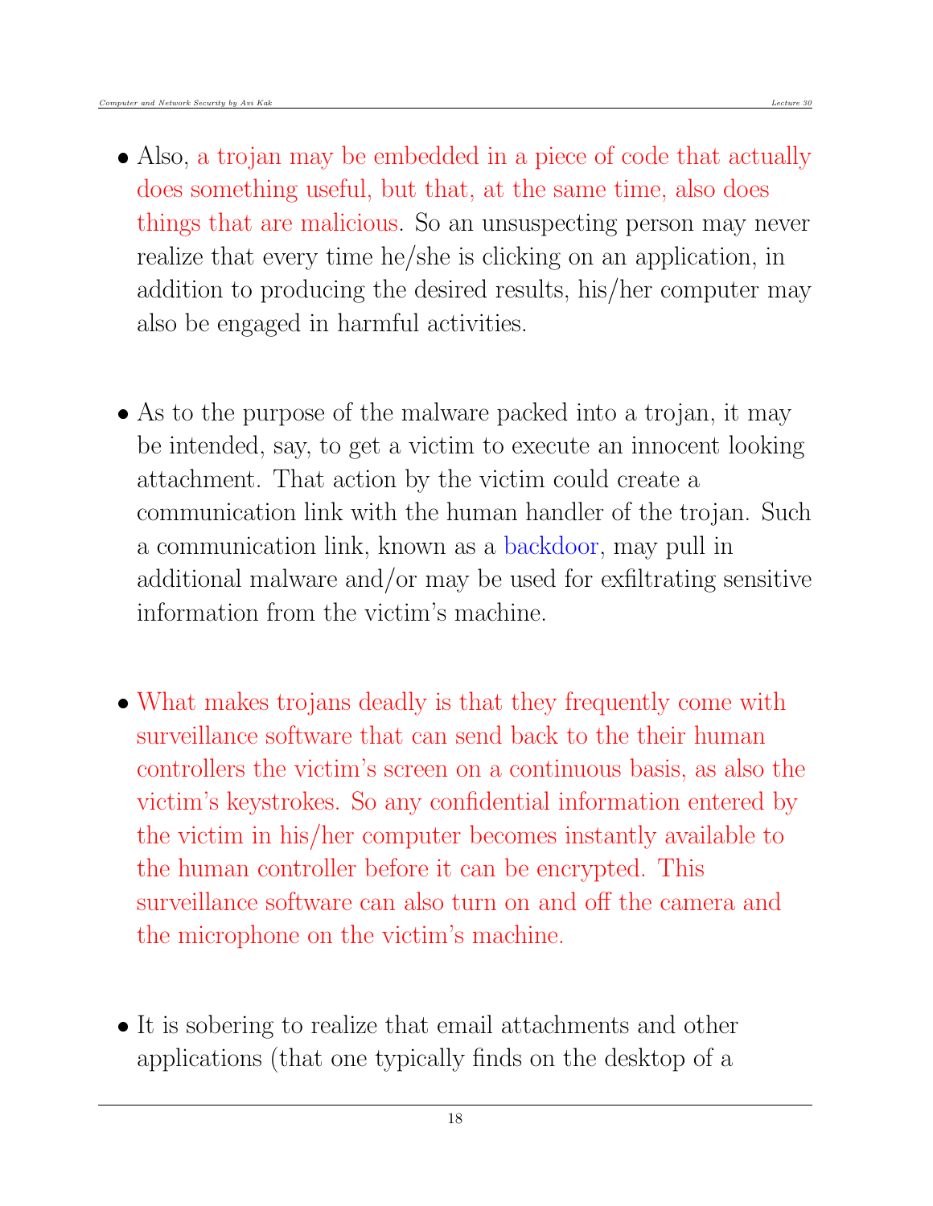- Also, a trojan may be embedded in a piece of code that actually does something useful, but that, at the same time, also does things that are malicious. So an unsuspecting person may never realize that every time he/she is clicking on an application, in addition to producing the desired results, his/her computer may also be engaged in harmful activities.

- As to the purpose of the malware packed into a trojan, it may be intended, say, to get a victim to execute an innocent looking attachment. That action by the victim could create a communication link with the human handler of the trojan. Such a communication link, known as a backdoor, may pull in additional malware and/or may be used for exfiltrating sensitive information from the victim's machine.

- What makes trojans deadly is that they frequently come with surveillance software that can send back to the their human controllers the victim's screen on a continuous basis, as also the victim's keystrokes. So any confidential information entered by the victim in his/her computer becomes instantly available to the human controller before it can be encrypted. This surveillance software can also turn on and off the camera and the microphone on the victim's machine.

- It is sobering to realize that email attachments and other applications (that one typically finds on the desktop of a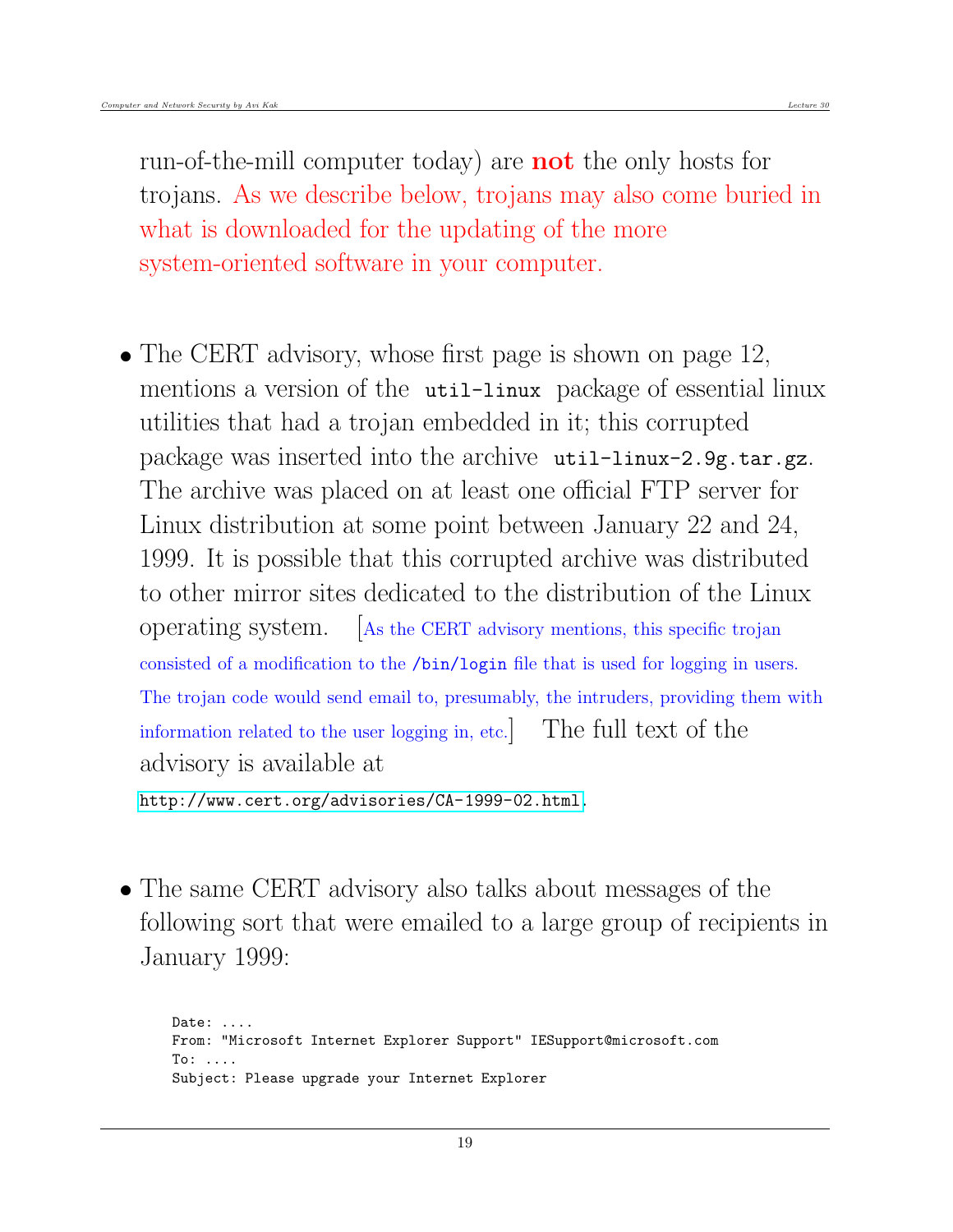run-of-the-mill computer today) are **not** the only hosts for trojans. As we describe below, trojans may also come buried in what is downloaded for the updating of the more system-oriented software in your computer.

- The CERT advisory, whose first page is shown on page 12, mentions a version of the `util-linux` package of essential linux utilities that had a trojan embedded in it; this corrupted package was inserted into the archive `util-linux-2.9g.tar.gz`. The archive was placed on at least one official FTP server for Linux distribution at some point between January 22 and 24, 1999. It is possible that this corrupted archive was distributed to other mirror sites dedicated to the distribution of the Linux operating system. [As the CERT advisory mentions, this specific trojan consisted of a modification to the `/bin/login` file that is used for logging in users. The trojan code would send email to, presumably, the intruders, providing them with information related to the user logging in, etc.] The full text of the advisory is available at http://www.cert.org/advisories/CA-1999-02.html.

- The same CERT advisory also talks about messages of the following sort that were emailed to a large group of recipients in January 1999:

```
Date: ....
From: "Microsoft Internet Explorer Support" IESupport@microsoft.com
To: ....
Subject: Please upgrade your Internet Explorer
```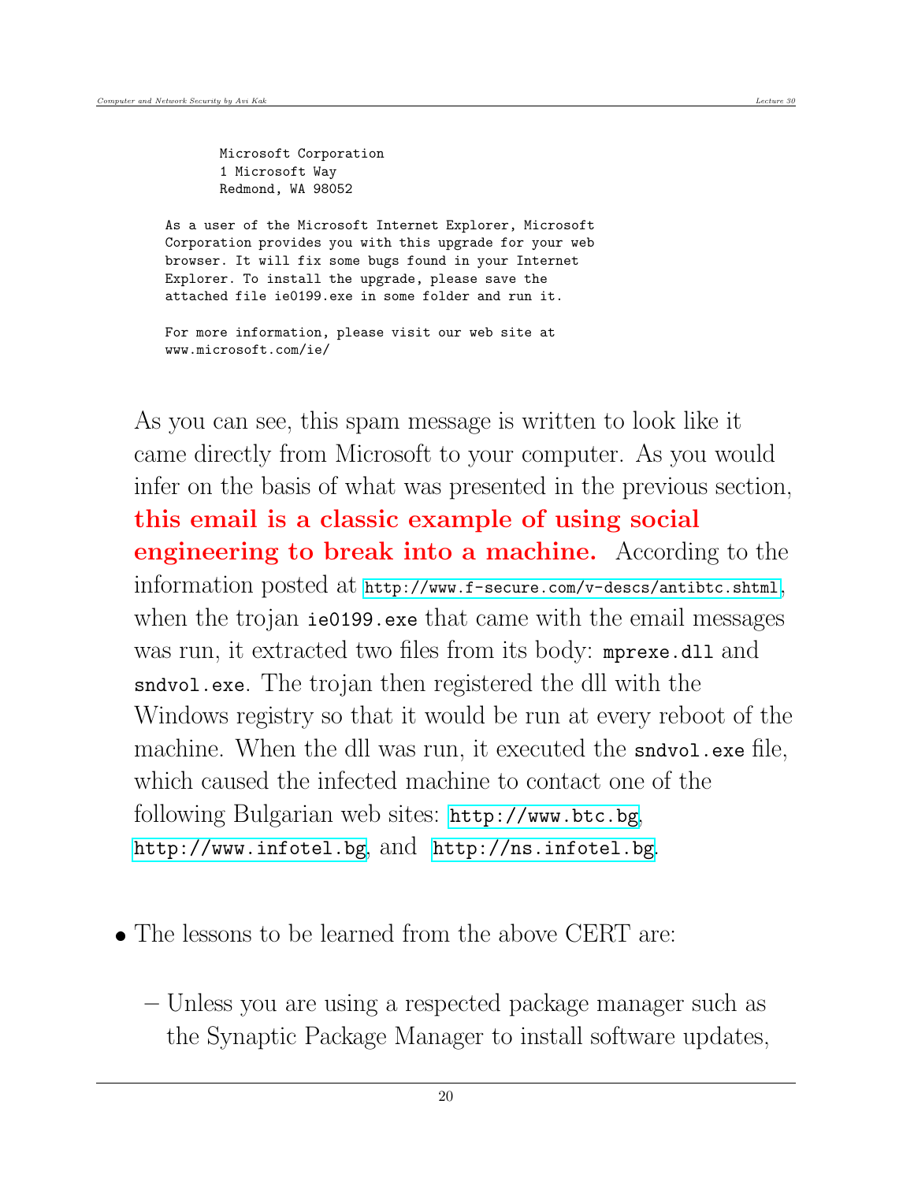```
        Microsoft Corporation
        1 Microsoft Way
        Redmond, WA 98052

    As a user of the Microsoft Internet Explorer, Microsoft
    Corporation provides you with this upgrade for your web
    browser. It will fix some bugs found in your Internet
    Explorer. To install the upgrade, please save the
    attached file ie0199.exe in some folder and run it.

    For more information, please visit our web site at
    www.microsoft.com/ie/
```

As you can see, this spam message is written to look like it came directly from Microsoft to your computer. As you would infer on the basis of what was presented in the previous section, **this email is a classic example of using social engineering to break into a machine.** According to the information posted at `http://www.f-secure.com/v-descs/antibtc.shtml`, when the trojan `ie0199.exe` that came with the email messages was run, it extracted two files from its body: `mprexe.dll` and `sndvol.exe`. The trojan then registered the dll with the Windows registry so that it would be run at every reboot of the machine. When the dll was run, it executed the `sndvol.exe` file, which caused the infected machine to contact one of the following Bulgarian web sites: `http://www.btc.bg`, `http://www.infotel.bg`, and `http://ns.infotel.bg`.

- The lessons to be learned from the above CERT are:
  - Unless you are using a respected package manager such as the Synaptic Package Manager to install software updates,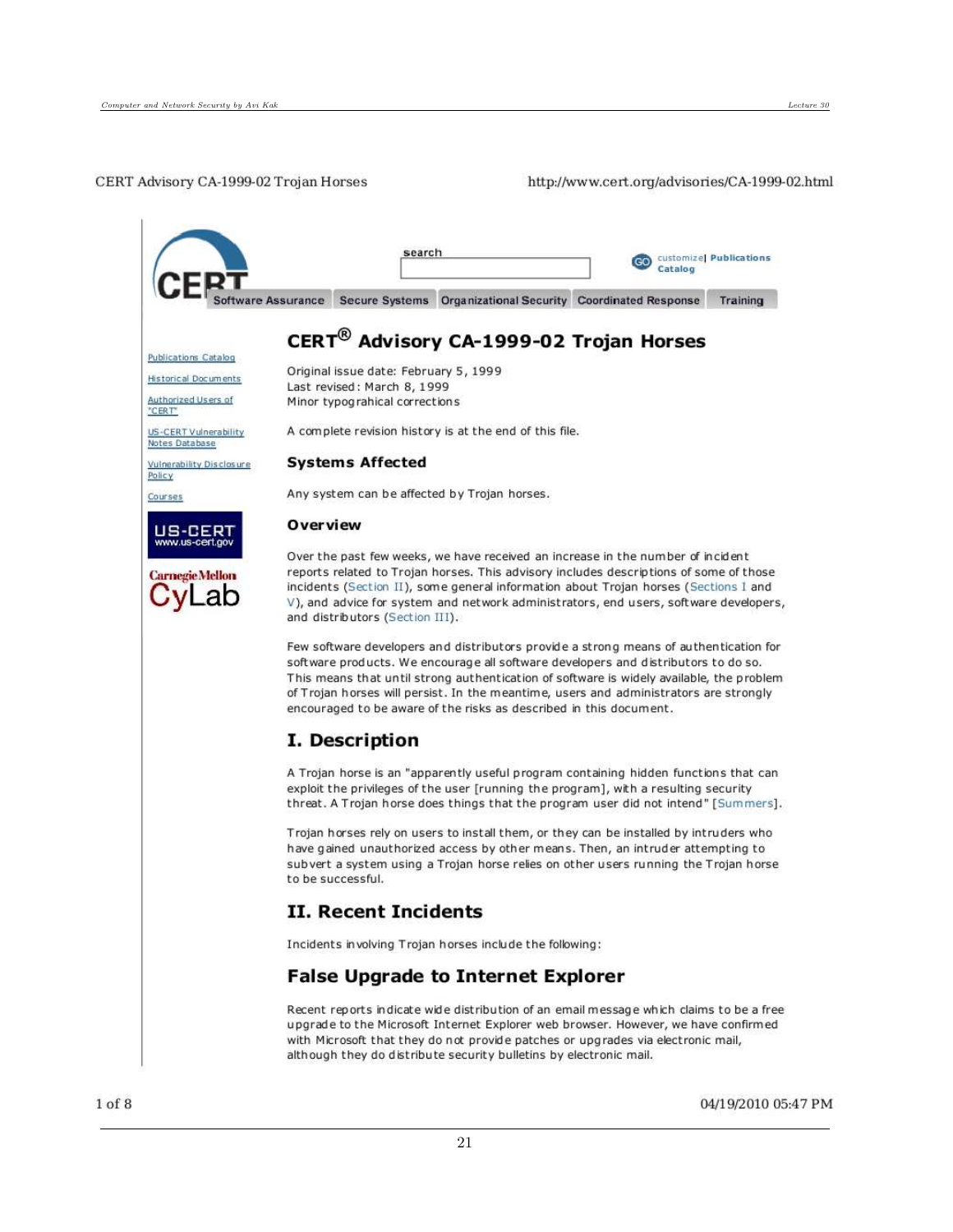CERT Advisory CA-1999-02 Trojan Horses http://www.cert.org/advisories/CA-1999-02.html

search

customize | Publications Catalog

Software Assurance | Secure Systems | Organizational Security | Coordinated Response | Training

Publications Catalog

Historical Documents

Authorized Users of "CERT"

US-CERT Vulnerability Notes Database

Vulnerability Disclosure Policy

Courses

US-CERT www.us-cert.gov

Carnegie Mellon CyLab

# CERT® Advisory CA-1999-02 Trojan Horses

Original issue date: February 5, 1999
Last revised: March 8, 1999
Minor typograhical corrections

A complete revision history is at the end of this file.

### Systems Affected

Any system can be affected by Trojan horses.

### Overview

Over the past few weeks, we have received an increase in the number of incident reports related to Trojan horses. This advisory includes descriptions of some of those incidents (Section II), some general information about Trojan horses (Sections I and V), and advice for system and network administrators, end users, software developers, and distributors (Section III).

Few software developers and distributors provide a strong means of authentication for software products. We encourage all software developers and distributors to do so. This means that until strong authentication of software is widely available, the problem of Trojan horses will persist. In the meantime, users and administrators are strongly encouraged to be aware of the risks as described in this document.

## I. Description

A Trojan horse is an "apparently useful program containing hidden functions that can exploit the privileges of the user [running the program], with a resulting security threat. A Trojan horse does things that the program user did not intend" [Summers].

Trojan horses rely on users to install them, or they can be installed by intruders who have gained unauthorized access by other means. Then, an intruder attempting to subvert a system using a Trojan horse relies on other users running the Trojan horse to be successful.

## II. Recent Incidents

Incidents involving Trojan horses include the following:

## False Upgrade to Internet Explorer

Recent reports indicate wide distribution of an email message which claims to be a free upgrade to the Microsoft Internet Explorer web browser. However, we have confirmed with Microsoft that they do not provide patches or upgrades via electronic mail, although they do distribute security bulletins by electronic mail.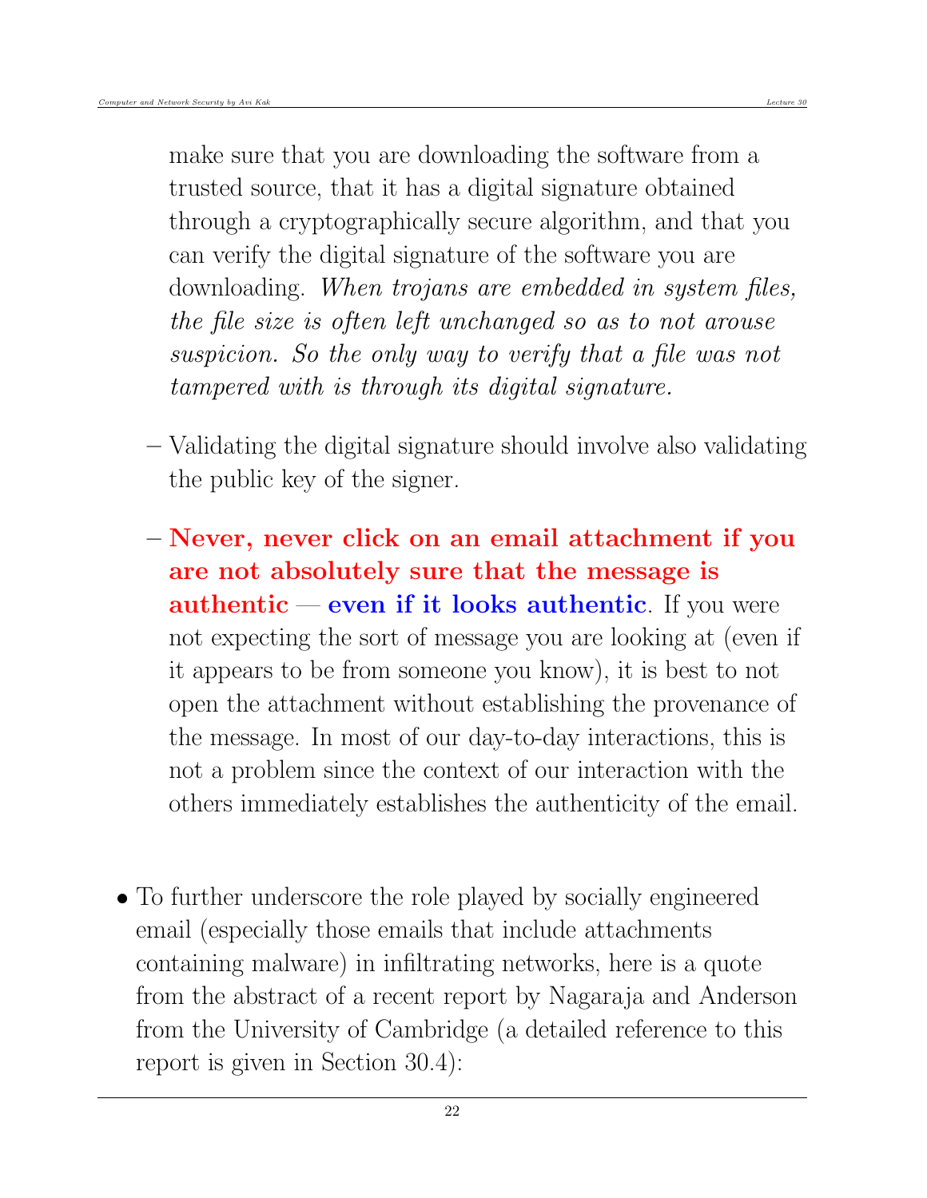make sure that you are downloading the software from a trusted source, that it has a digital signature obtained through a cryptographically secure algorithm, and that you can verify the digital signature of the software you are downloading. *When trojans are embedded in system files, the file size is often left unchanged so as to not arouse suspicion. So the only way to verify that a file was not tampered with is through its digital signature.*

- Validating the digital signature should involve also validating the public key of the signer.
- **Never, never click on an email attachment if you are not absolutely sure that the message is authentic** — **even if it looks authentic**. If you were not expecting the sort of message you are looking at (even if it appears to be from someone you know), it is best to not open the attachment without establishing the provenance of the message. In most of our day-to-day interactions, this is not a problem since the context of our interaction with the others immediately establishes the authenticity of the email.

- To further underscore the role played by socially engineered email (especially those emails that include attachments containing malware) in infiltrating networks, here is a quote from the abstract of a recent report by Nagaraja and Anderson from the University of Cambridge (a detailed reference to this report is given in Section 30.4):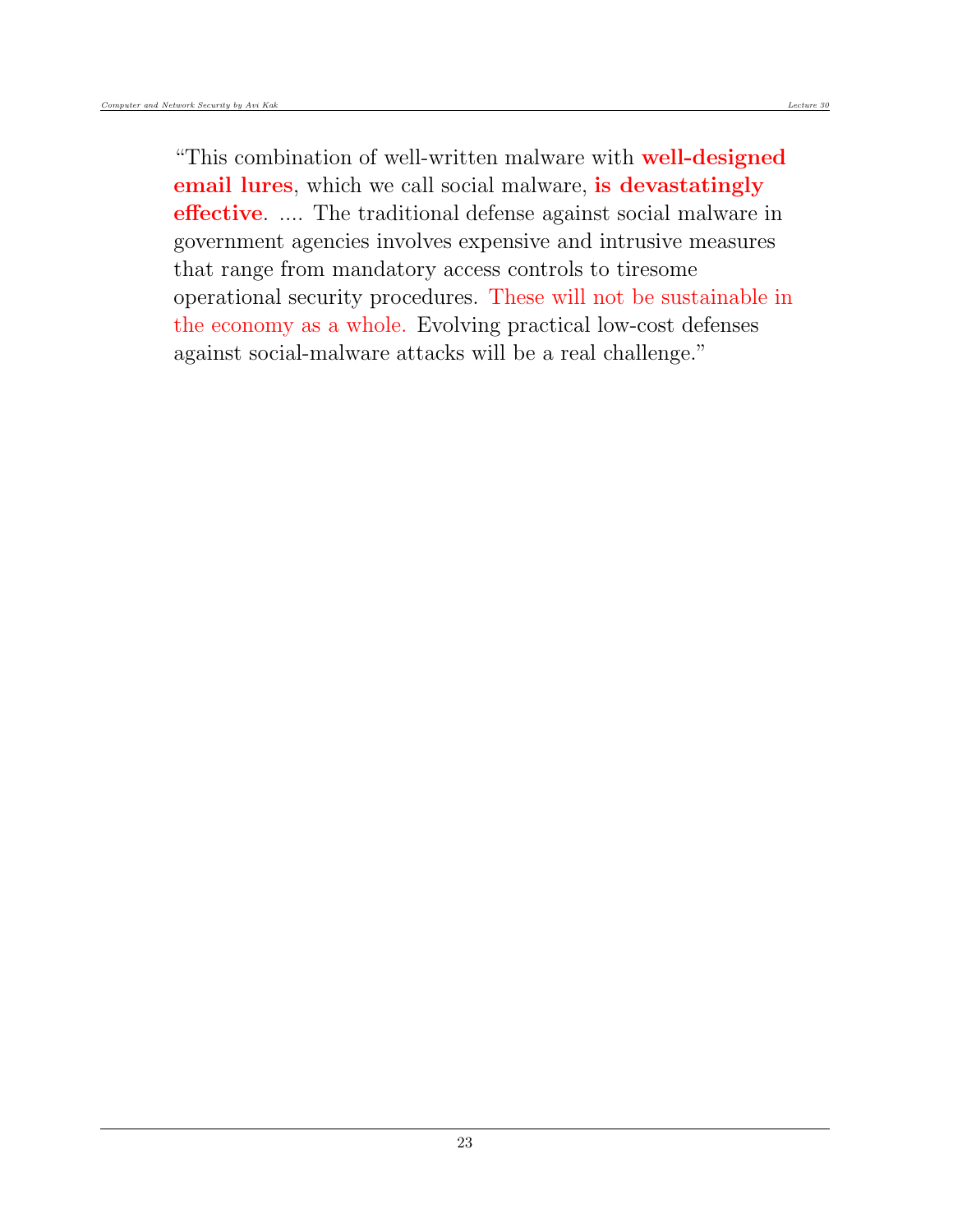"This combination of well-written malware with **well-designed email lures**, which we call social malware, **is devastatingly effective**. .... The traditional defense against social malware in government agencies involves expensive and intrusive measures that range from mandatory access controls to tiresome operational security procedures. These will not be sustainable in the economy as a whole. Evolving practical low-cost defenses against social-malware attacks will be a real challenge."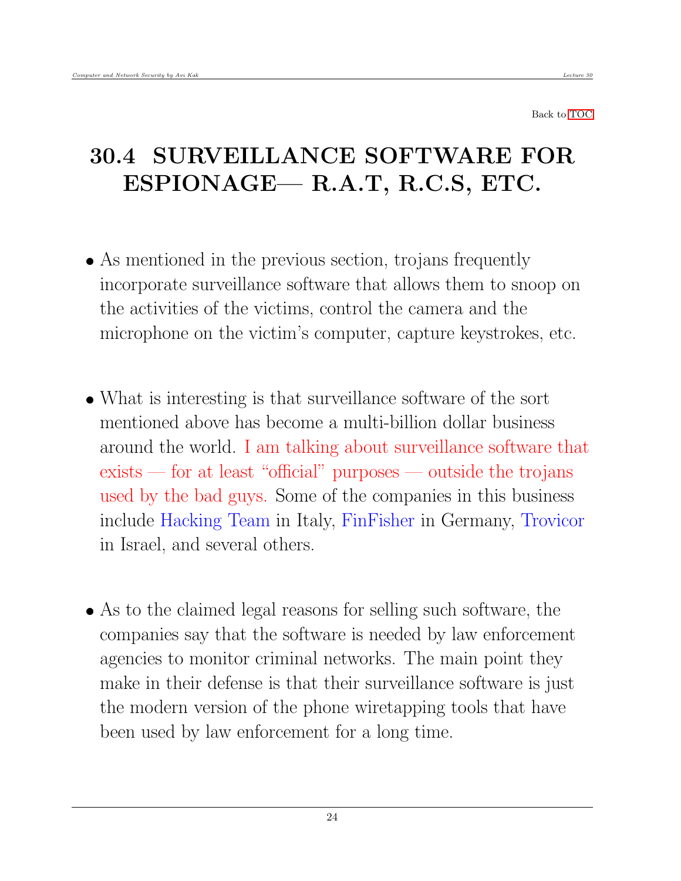Back to TOC

# 30.4 SURVEILLANCE SOFTWARE FOR ESPIONAGE— R.A.T, R.C.S, ETC.

- As mentioned in the previous section, trojans frequently incorporate surveillance software that allows them to snoop on the activities of the victims, control the camera and the microphone on the victim's computer, capture keystrokes, etc.

- What is interesting is that surveillance software of the sort mentioned above has become a multi-billion dollar business around the world. I am talking about surveillance software that exists — for at least "official" purposes — outside the trojans used by the bad guys. Some of the companies in this business include Hacking Team in Italy, FinFisher in Germany, Trovicor in Israel, and several others.

- As to the claimed legal reasons for selling such software, the companies say that the software is needed by law enforcement agencies to monitor criminal networks. The main point they make in their defense is that their surveillance software is just the modern version of the phone wiretapping tools that have been used by law enforcement for a long time.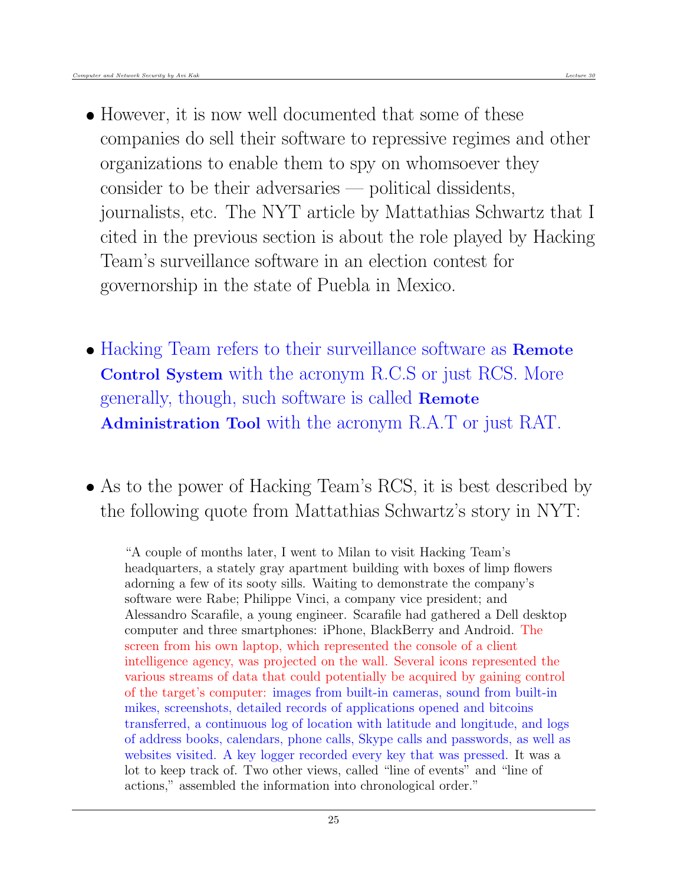- However, it is now well documented that some of these companies do sell their software to repressive regimes and other organizations to enable them to spy on whomsoever they consider to be their adversaries — political dissidents, journalists, etc. The NYT article by Mattathias Schwartz that I cited in the previous section is about the role played by Hacking Team's surveillance software in an election contest for governorship in the state of Puebla in Mexico.

- Hacking Team refers to their surveillance software as **Remote Control System** with the acronym R.C.S or just RCS. More generally, though, such software is called **Remote Administration Tool** with the acronym R.A.T or just RAT.

- As to the power of Hacking Team's RCS, it is best described by the following quote from Mattathias Schwartz's story in NYT:

> "A couple of months later, I went to Milan to visit Hacking Team's headquarters, a stately gray apartment building with boxes of limp flowers adorning a few of its sooty sills. Waiting to demonstrate the company's software were Rabe; Philippe Vinci, a company vice president; and Alessandro Scarafile, a young engineer. Scarafile had gathered a Dell desktop computer and three smartphones: iPhone, BlackBerry and Android. The screen from his own laptop, which represented the console of a client intelligence agency, was projected on the wall. Several icons represented the various streams of data that could potentially be acquired by gaining control of the target's computer: images from built-in cameras, sound from built-in mikes, screenshots, detailed records of applications opened and bitcoins transferred, a continuous log of location with latitude and longitude, and logs of address books, calendars, phone calls, Skype calls and passwords, as well as websites visited. A key logger recorded every key that was pressed. It was a lot to keep track of. Two other views, called "line of events" and "line of actions," assembled the information into chronological order."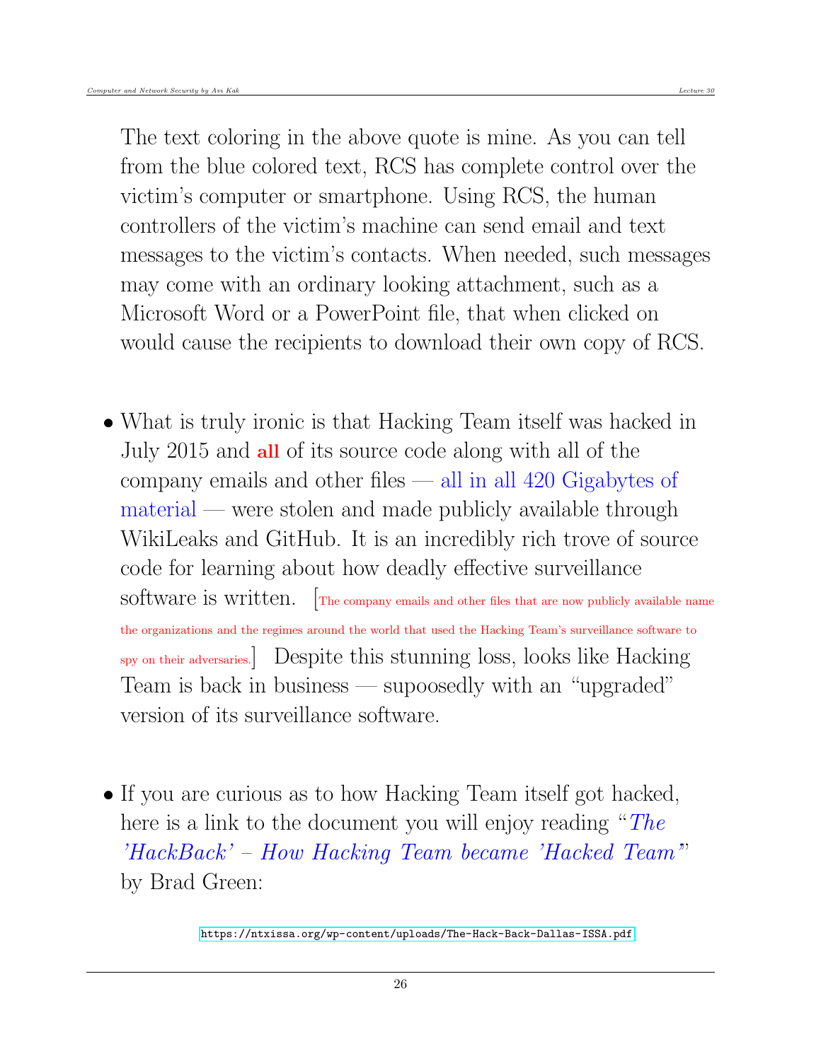The text coloring in the above quote is mine. As you can tell from the blue colored text, RCS has complete control over the victim's computer or smartphone. Using RCS, the human controllers of the victim's machine can send email and text messages to the victim's contacts. When needed, such messages may come with an ordinary looking attachment, such as a Microsoft Word or a PowerPoint file, that when clicked on would cause the recipients to download their own copy of RCS.

- What is truly ironic is that Hacking Team itself was hacked in July 2015 and **all** of its source code along with all of the company emails and other files — all in all 420 Gigabytes of material — were stolen and made publicly available through WikiLeaks and GitHub. It is an incredibly rich trove of source code for learning about how deadly effective surveillance software is written. [The company emails and other files that are now publicly available name the organizations and the regimes around the world that used the Hacking Team's surveillance software to spy on their adversaries.] Despite this stunning loss, looks like Hacking Team is back in business — supoosedly with an "upgraded" version of its surveillance software.

- If you are curious as to how Hacking Team itself got hacked, here is a link to the document you will enjoy reading "*The 'HackBack' – How Hacking Team became 'Hacked Team'*" by Brad Green:

https://ntxissa.org/wp-content/uploads/The-Hack-Back-Dallas-ISSA.pdf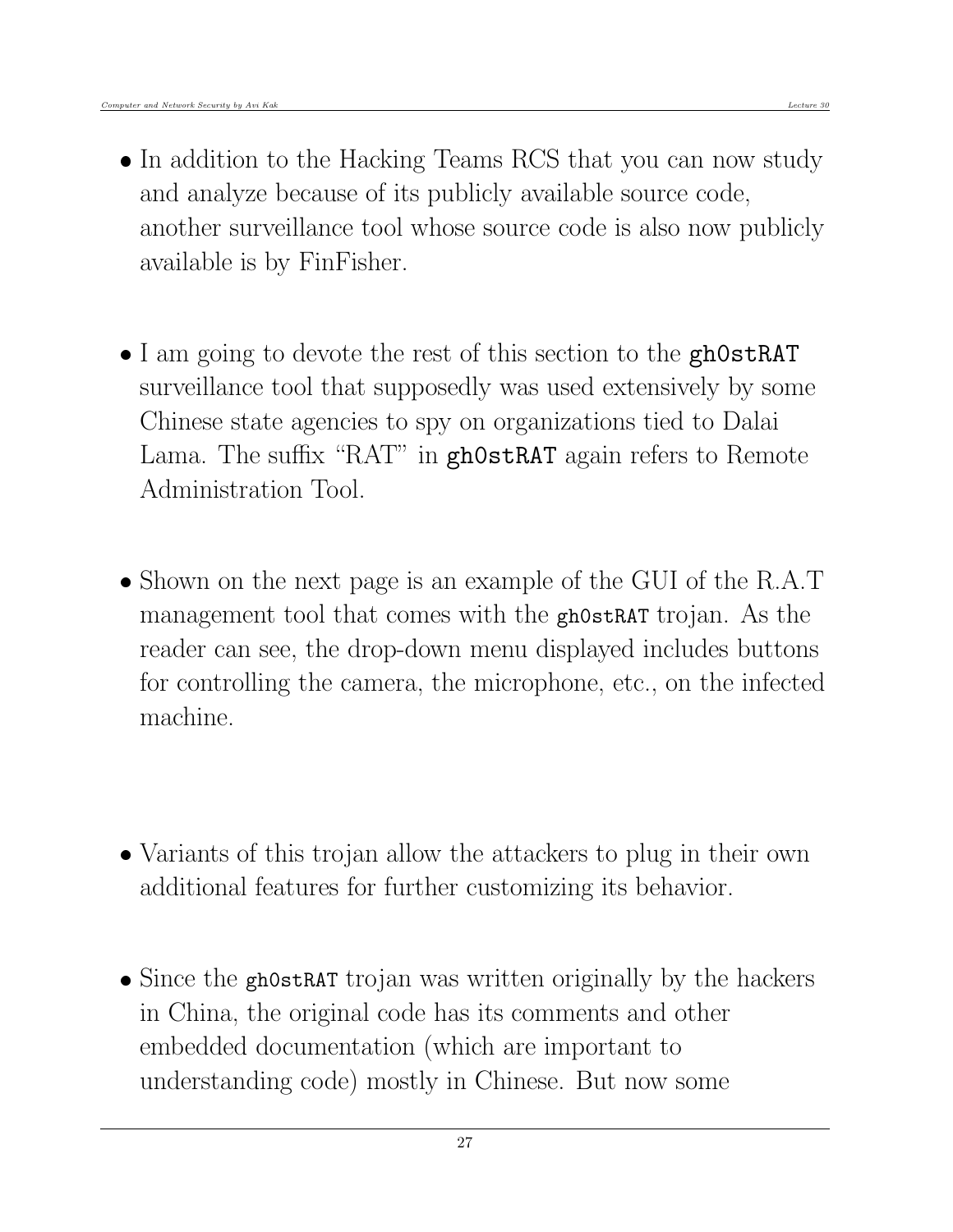- In addition to the Hacking Teams RCS that you can now study and analyze because of its publicly available source code, another surveillance tool whose source code is also now publicly available is by FinFisher.

- I am going to devote the rest of this section to the **`gh0stRAT`** surveillance tool that supposedly was used extensively by some Chinese state agencies to spy on organizations tied to Dalai Lama. The suffix "RAT" in **`gh0stRAT`** again refers to Remote Administration Tool.

- Shown on the next page is an example of the GUI of the R.A.T management tool that comes with the `gh0stRAT` trojan. As the reader can see, the drop-down menu displayed includes buttons for controlling the camera, the microphone, etc., on the infected machine.

- Variants of this trojan allow the attackers to plug in their own additional features for further customizing its behavior.

- Since the `gh0stRAT` trojan was written originally by the hackers in China, the original code has its comments and other embedded documentation (which are important to understanding code) mostly in Chinese. But now some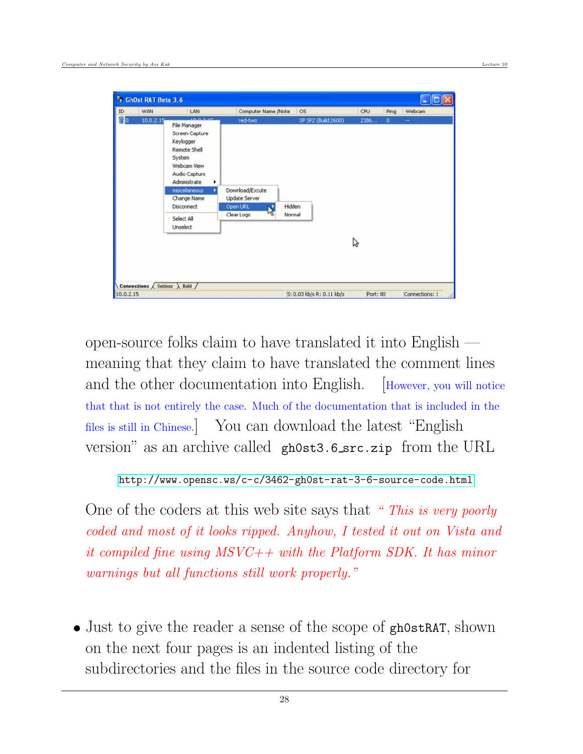open-source folks claim to have translated it into English — meaning that they claim to have translated the comment lines and the other documentation into English. [However, you will notice that that is not entirely the case. Much of the documentation that is included in the files is still in Chinese.] You can download the latest "English version" as an archive called `gh0st3.6_src.zip` from the URL

http://www.opensc.ws/c-c/3462-gh0st-rat-3-6-source-code.html

One of the coders at this web site says that *" This is very poorly coded and most of it looks ripped. Anyhow, I tested it out on Vista and it compiled fine using MSVC++ with the Platform SDK. It has minor warnings but all functions still work properly."*

- Just to give the reader a sense of the scope of `gh0stRAT`, shown on the next four pages is an indented listing of the subdirectories and the files in the source code directory for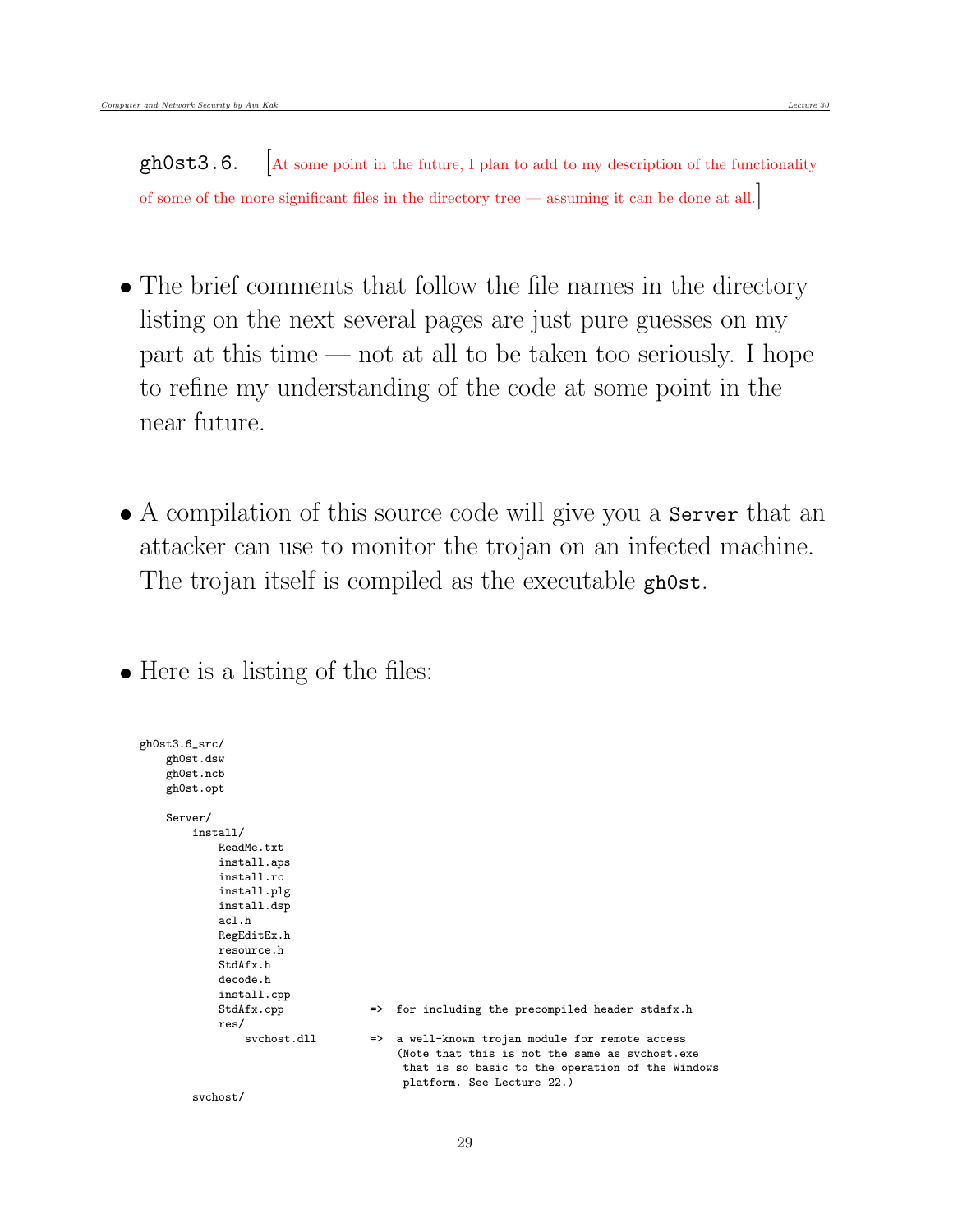gh0st3.6. [At some point in the future, I plan to add to my description of the functionality of some of the more significant files in the directory tree — assuming it can be done at all.]

- The brief comments that follow the file names in the directory listing on the next several pages are just pure guesses on my part at this time — not at all to be taken too seriously. I hope to refine my understanding of the code at some point in the near future.

- A compilation of this source code will give you a `Server` that an attacker can use to monitor the trojan on an infected machine. The trojan itself is compiled as the executable `gh0st`.

- Here is a listing of the files:

```
gh0st3.6_src/
    gh0st.dsw
    gh0st.ncb
    gh0st.opt

    Server/
        install/
            ReadMe.txt
            install.aps
            install.rc
            install.plg
            install.dsp
            acl.h
            RegEditEx.h
            resource.h
            StdAfx.h
            decode.h
            install.cpp
            StdAfx.cpp            =>  for including the precompiled header stdafx.h
            res/
                svchost.dll       =>  a well-known trojan module for remote access
                                      (Note that this is not the same as svchost.exe
                                       that is so basic to the operation of the Windows
                                       platform. See Lecture 22.)
        svchost/
```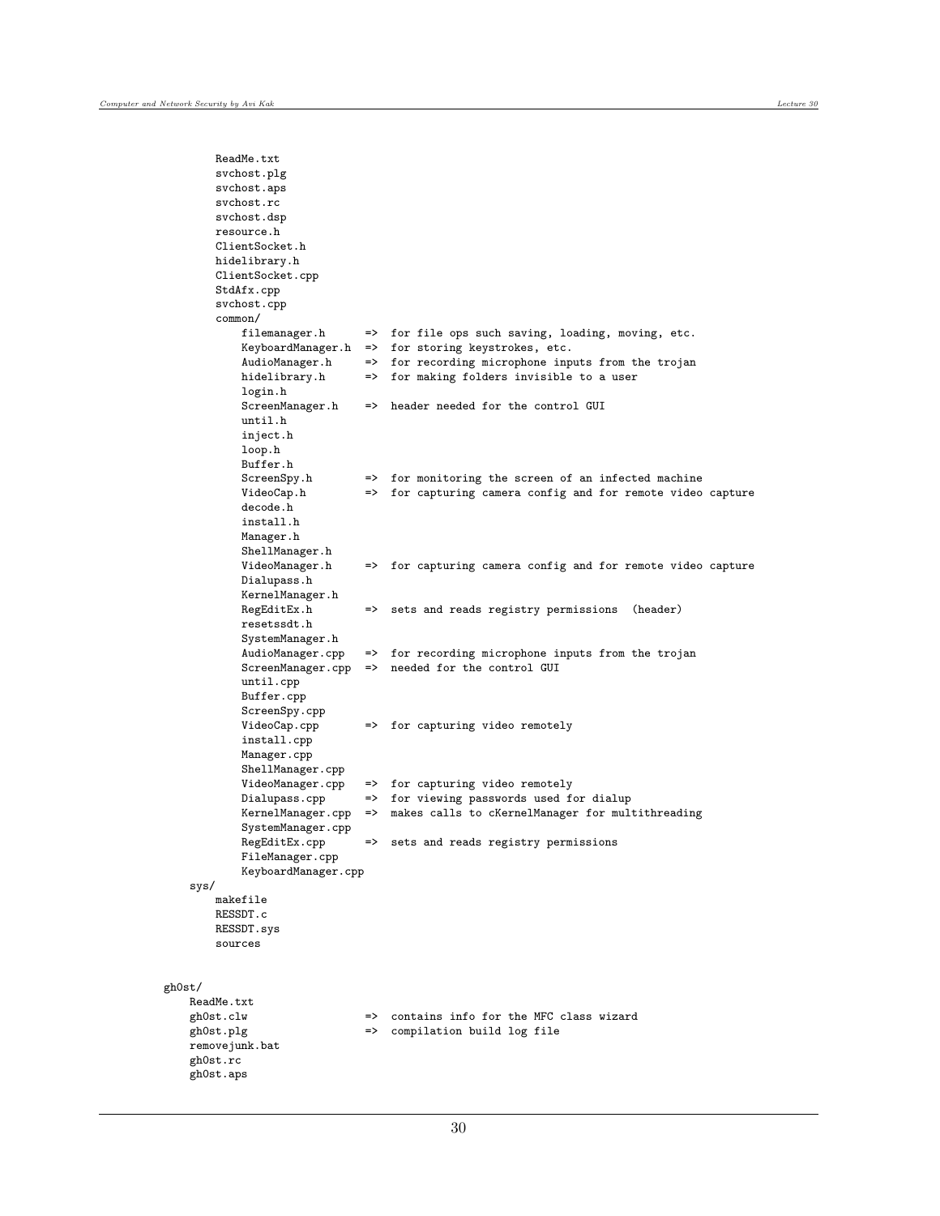```
        ReadMe.txt
        svchost.plg
        svchost.aps
        svchost.rc
        svchost.dsp
        resource.h
        ClientSocket.h
        hidelibrary.h
        ClientSocket.cpp
        StdAfx.cpp
        svchost.cpp
        common/
            filemanager.h      =>  for file ops such saving, loading, moving, etc.
            KeyboardManager.h  =>  for storing keystrokes, etc.
            AudioManager.h     =>  for recording microphone inputs from the trojan
            hidelibrary.h      =>  for making folders invisible to a user
            login.h
            ScreenManager.h    =>  header needed for the control GUI
            until.h
            inject.h
            loop.h
            Buffer.h
            ScreenSpy.h        =>  for monitoring the screen of an infected machine
            VideoCap.h         =>  for capturing camera config and for remote video capture
            decode.h
            install.h
            Manager.h
            ShellManager.h
            VideoManager.h     =>  for capturing camera config and for remote video capture
            Dialupass.h
            KernelManager.h
            RegEditEx.h        =>  sets and reads registry permissions  (header)
            resetssdt.h
            SystemManager.h
            AudioManager.cpp   =>  for recording microphone inputs from the trojan
            ScreenManager.cpp  =>  needed for the control GUI
            until.cpp
            Buffer.cpp
            ScreenSpy.cpp
            VideoCap.cpp       =>  for capturing video remotely
            install.cpp
            Manager.cpp
            ShellManager.cpp
            VideoManager.cpp   =>  for capturing video remotely
            Dialupass.cpp      =>  for viewing passwords used for dialup
            KernelManager.cpp  =>  makes calls to cKernelManager for multithreading
            SystemManager.cpp
            RegEditEx.cpp      =>  sets and reads registry permissions
            FileManager.cpp
            KeyboardManager.cpp
    sys/
        makefile
        RESSDT.c
        RESSDT.sys
        sources


gh0st/
    ReadMe.txt
    gh0st.clw                  =>  contains info for the MFC class wizard
    gh0st.plg                  =>  compilation build log file
    removejunk.bat
    gh0st.rc
    gh0st.aps
```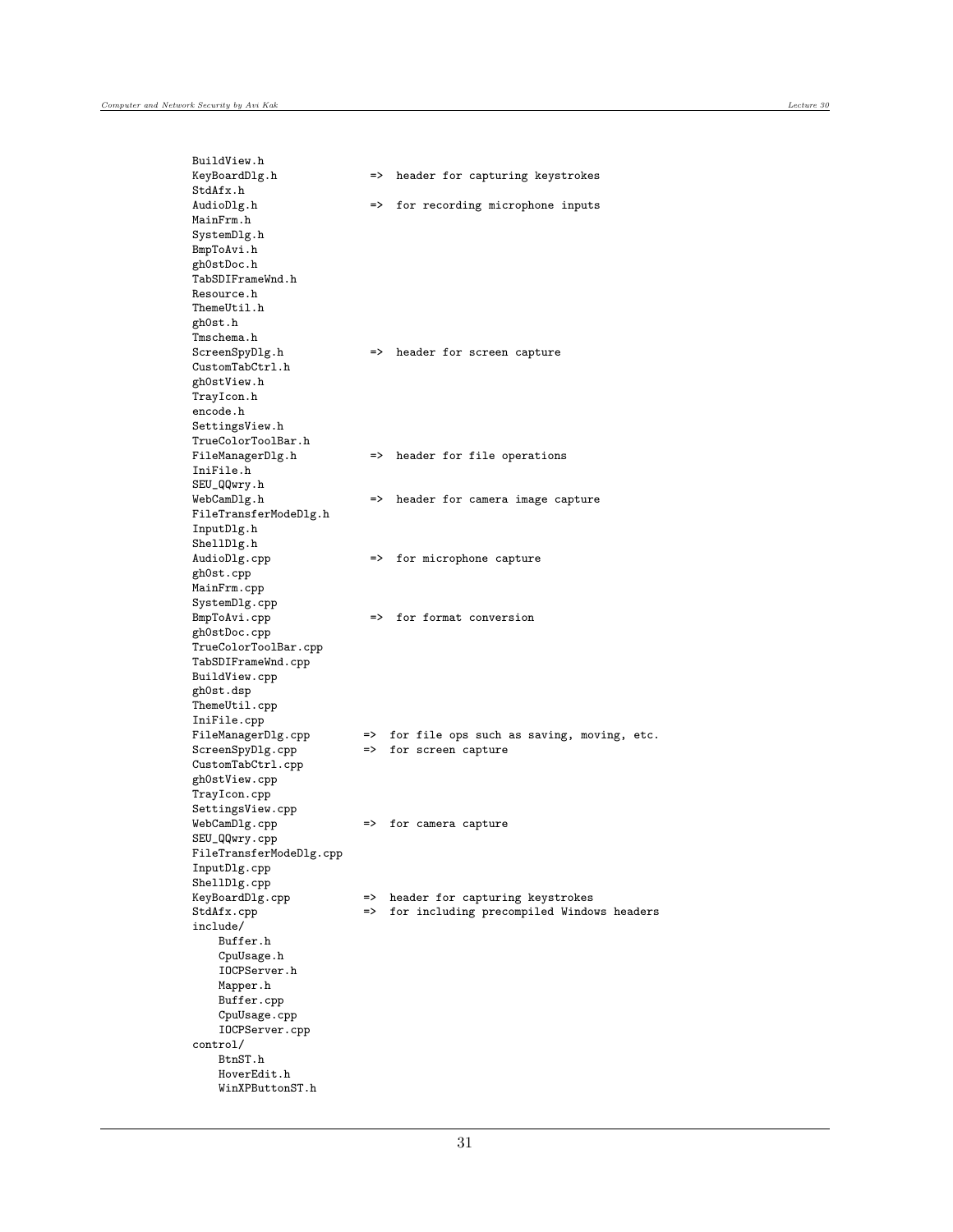```
BuildView.h
KeyBoardDlg.h              =>  header for capturing keystrokes
StdAfx.h
AudioDlg.h                 =>  for recording microphone inputs
MainFrm.h
SystemDlg.h
BmpToAvi.h
gh0stDoc.h
TabSDIFrameWnd.h
Resource.h
ThemeUtil.h
gh0st.h
Tmschema.h
ScreenSpyDlg.h             =>  header for screen capture
CustomTabCtrl.h
gh0stView.h
TrayIcon.h
encode.h
SettingsView.h
TrueColorToolBar.h
FileManagerDlg.h           =>  header for file operations
IniFile.h
SEU_QQwry.h
WebCamDlg.h                =>  header for camera image capture
FileTransferModeDlg.h
InputDlg.h
ShellDlg.h
AudioDlg.cpp               =>  for microphone capture
gh0st.cpp
MainFrm.cpp
SystemDlg.cpp
BmpToAvi.cpp               =>  for format conversion
gh0stDoc.cpp
TrueColorToolBar.cpp
TabSDIFrameWnd.cpp
BuildView.cpp
gh0st.dsp
ThemeUtil.cpp
IniFile.cpp
FileManagerDlg.cpp        =>  for file ops such as saving, moving, etc.
ScreenSpyDlg.cpp          =>  for screen capture
CustomTabCtrl.cpp
gh0stView.cpp
TrayIcon.cpp
SettingsView.cpp
WebCamDlg.cpp             =>  for camera capture
SEU_QQwry.cpp
FileTransferModeDlg.cpp
InputDlg.cpp
ShellDlg.cpp
KeyBoardDlg.cpp           =>  header for capturing keystrokes
StdAfx.cpp                =>  for including precompiled Windows headers
include/
    Buffer.h
    CpuUsage.h
    IOCPServer.h
    Mapper.h
    Buffer.cpp
    CpuUsage.cpp
    IOCPServer.cpp
control/
    BtnST.h
    HoverEdit.h
    WinXPButtonST.h
```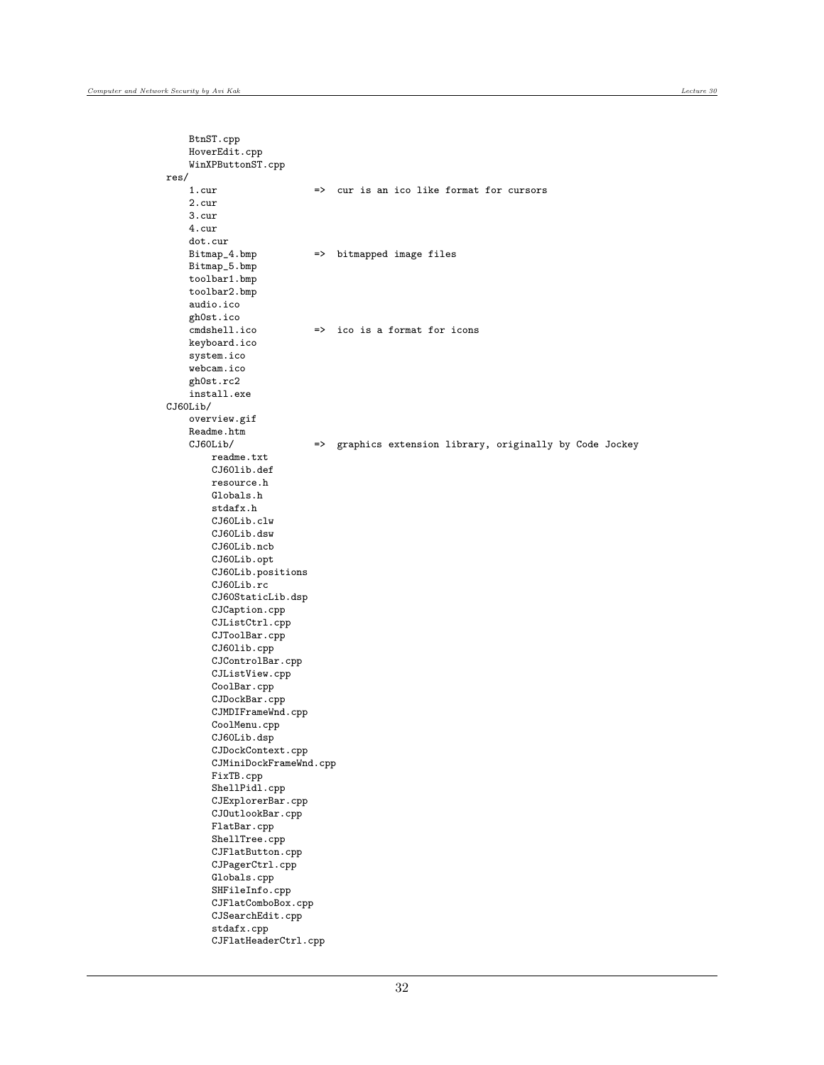```
    BtnST.cpp
    HoverEdit.cpp
    WinXPButtonST.cpp
res/
    1.cur                =>  cur is an ico like format for cursors
    2.cur
    3.cur
    4.cur
    dot.cur
    Bitmap_4.bmp         =>  bitmapped image files
    Bitmap_5.bmp
    toolbar1.bmp
    toolbar2.bmp
    audio.ico
    gh0st.ico
    cmdshell.ico         =>  ico is a format for icons
    keyboard.ico
    system.ico
    webcam.ico
    gh0st.rc2
    install.exe
CJ60Lib/
    overview.gif
    Readme.htm
    CJ60Lib/             =>  graphics extension library, originally by Code Jockey
        readme.txt
        CJ60lib.def
        resource.h
        Globals.h
        stdafx.h
        CJ60Lib.clw
        CJ60Lib.dsw
        CJ60Lib.ncb
        CJ60Lib.opt
        CJ60Lib.positions
        CJ60Lib.rc
        CJ60StaticLib.dsp
        CJCaption.cpp
        CJListCtrl.cpp
        CJToolBar.cpp
        CJ60lib.cpp
        CJControlBar.cpp
        CJListView.cpp
        CoolBar.cpp
        CJDockBar.cpp
        CJMDIFrameWnd.cpp
        CoolMenu.cpp
        CJ60Lib.dsp
        CJDockContext.cpp
        CJMiniDockFrameWnd.cpp
        FixTB.cpp
        ShellPidl.cpp
        CJExplorerBar.cpp
        CJOutlookBar.cpp
        FlatBar.cpp
        ShellTree.cpp
        CJFlatButton.cpp
        CJPagerCtrl.cpp
        Globals.cpp
        SHFileInfo.cpp
        CJFlatComboBox.cpp
        CJSearchEdit.cpp
        stdafx.cpp
        CJFlatHeaderCtrl.cpp
```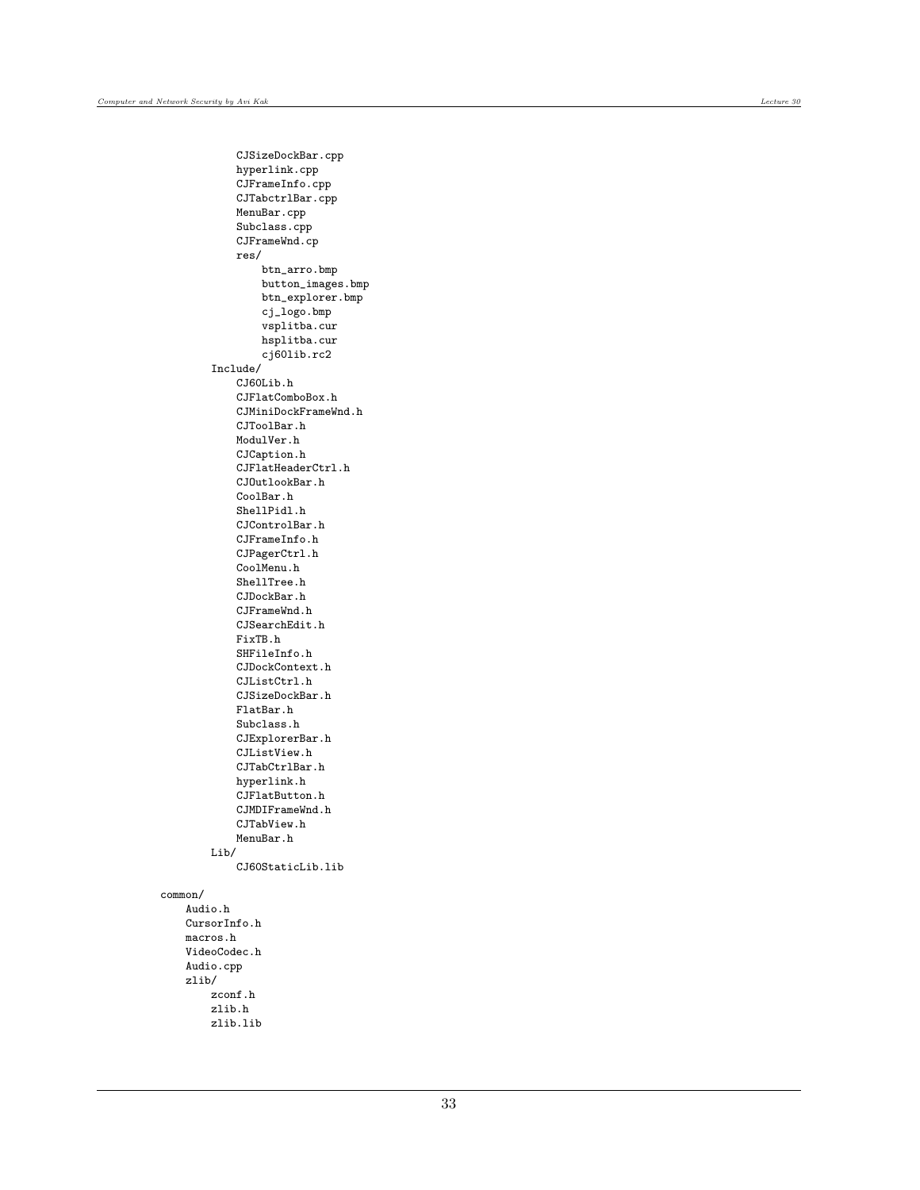```
            CJSizeDockBar.cpp
            hyperlink.cpp
            CJFrameInfo.cpp
            CJTabctrlBar.cpp
            MenuBar.cpp
            Subclass.cpp
            CJFrameWnd.cp
            res/
                btn_arro.bmp
                button_images.bmp
                btn_explorer.bmp
                cj_logo.bmp
                vsplitba.cur
                hsplitba.cur
                cj60lib.rc2
        Include/
            CJ60Lib.h
            CJFlatComboBox.h
            CJMiniDockFrameWnd.h
            CJToolBar.h
            ModulVer.h
            CJCaption.h
            CJFlatHeaderCtrl.h
            CJOutlookBar.h
            CoolBar.h
            ShellPidl.h
            CJControlBar.h
            CJFrameInfo.h
            CJPagerCtrl.h
            CoolMenu.h
            ShellTree.h
            CJDockBar.h
            CJFrameWnd.h
            CJSearchEdit.h
            FixTB.h
            SHFileInfo.h
            CJDockContext.h
            CJListCtrl.h
            CJSizeDockBar.h
            FlatBar.h
            Subclass.h
            CJExplorerBar.h
            CJListView.h
            CJTabCtrlBar.h
            hyperlink.h
            CJFlatButton.h
            CJMDIFrameWnd.h
            CJTabView.h
            MenuBar.h
        Lib/
            CJ60StaticLib.lib

common/
    Audio.h
    CursorInfo.h
    macros.h
    VideoCodec.h
    Audio.cpp
    zlib/
        zconf.h
        zlib.h
        zlib.lib
```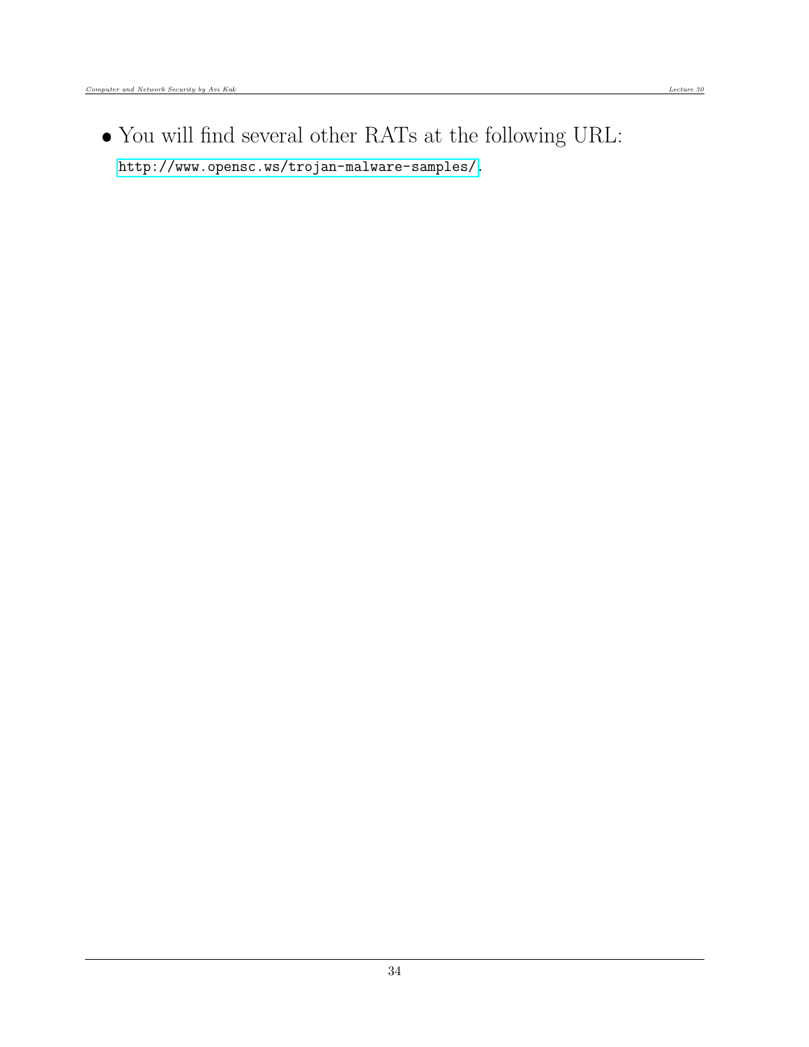- You will find several other RATs at the following URL: http://www.opensc.ws/trojan-malware-samples/.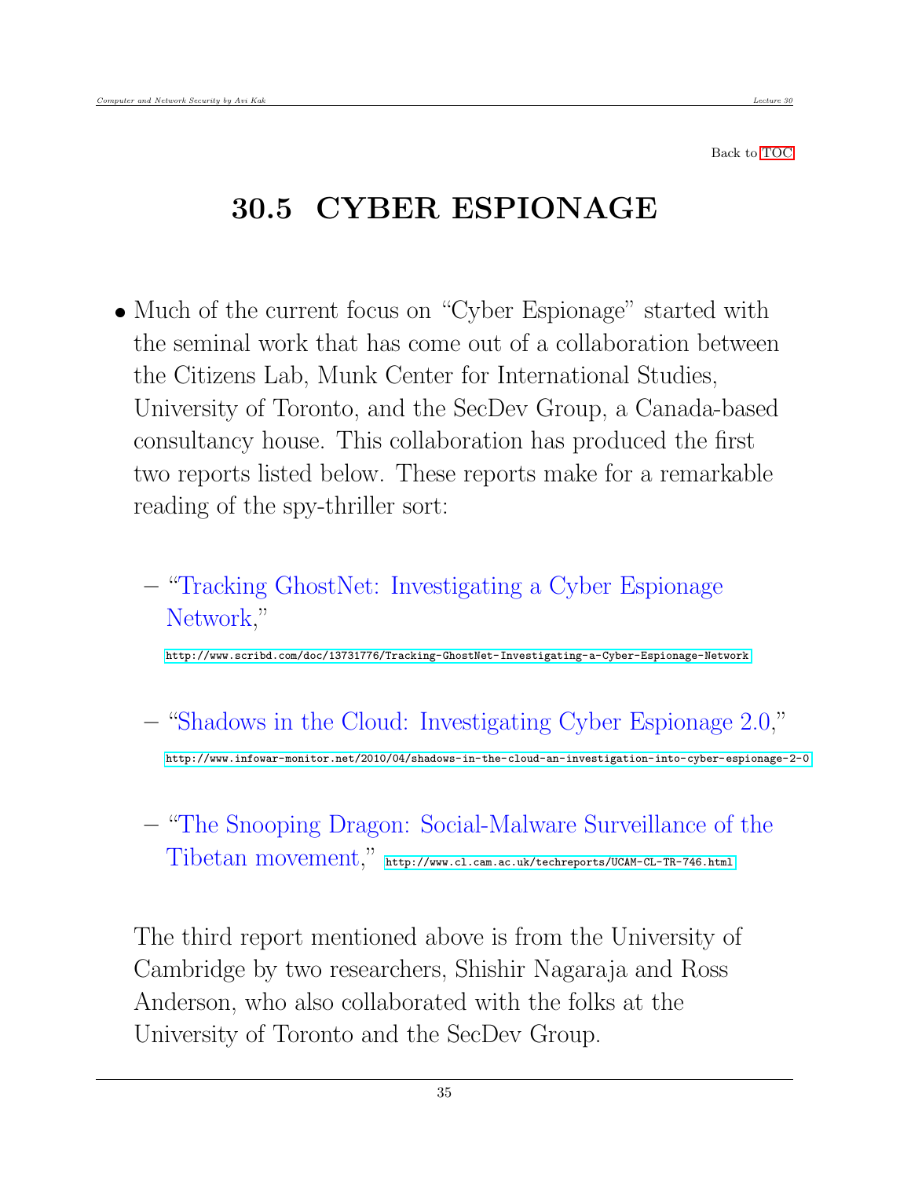Back to TOC

## 30.5 CYBER ESPIONAGE

- Much of the current focus on "Cyber Espionage" started with the seminal work that has come out of a collaboration between the Citizens Lab, Munk Center for International Studies, University of Toronto, and the SecDev Group, a Canada-based consultancy house. This collaboration has produced the first two reports listed below. These reports make for a remarkable reading of the spy-thriller sort:

  – "Tracking GhostNet: Investigating a Cyber Espionage Network,"
  http://www.scribd.com/doc/13731776/Tracking-GhostNet-Investigating-a-Cyber-Espionage-Network

  – "Shadows in the Cloud: Investigating Cyber Espionage 2.0,"
  http://www.infowar-monitor.net/2010/04/shadows-in-the-cloud-an-investigation-into-cyber-espionage-2-0

  – "The Snooping Dragon: Social-Malware Surveillance of the Tibetan movement," http://www.cl.cam.ac.uk/techreports/UCAM-CL-TR-746.html

  The third report mentioned above is from the University of Cambridge by two researchers, Shishir Nagaraja and Ross Anderson, who also collaborated with the folks at the University of Toronto and the SecDev Group.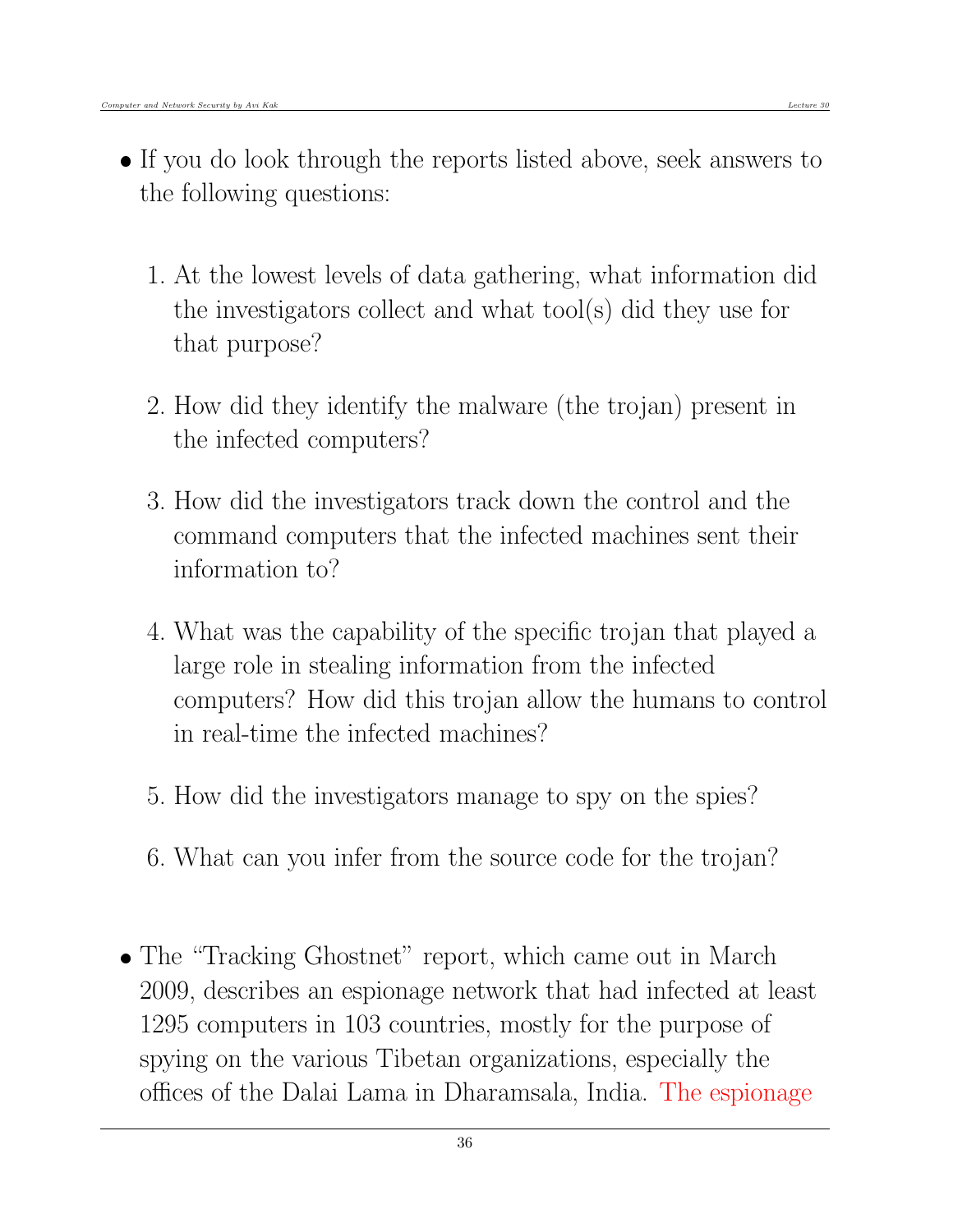- If you do look through the reports listed above, seek answers to the following questions:

  1. At the lowest levels of data gathering, what information did the investigators collect and what tool(s) did they use for that purpose?

  2. How did they identify the malware (the trojan) present in the infected computers?

  3. How did the investigators track down the control and the command computers that the infected machines sent their information to?

  4. What was the capability of the specific trojan that played a large role in stealing information from the infected computers? How did this trojan allow the humans to control in real-time the infected machines?

  5. How did the investigators manage to spy on the spies?

  6. What can you infer from the source code for the trojan?

- The "Tracking Ghostnet" report, which came out in March 2009, describes an espionage network that had infected at least 1295 computers in 103 countries, mostly for the purpose of spying on the various Tibetan organizations, especially the offices of the Dalai Lama in Dharamsala, India. The espionage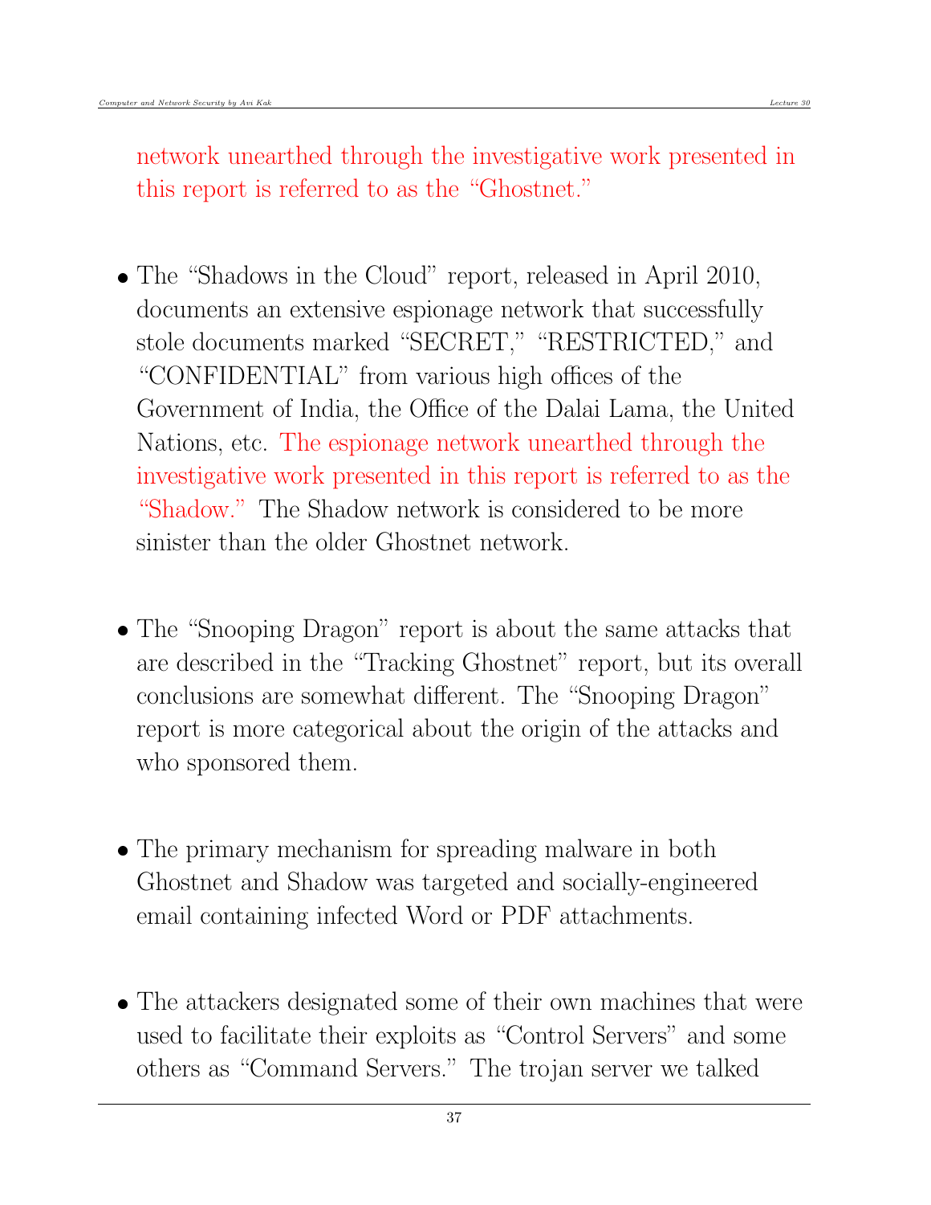network unearthed through the investigative work presented in this report is referred to as the "Ghostnet."

- The "Shadows in the Cloud" report, released in April 2010, documents an extensive espionage network that successfully stole documents marked "SECRET," "RESTRICTED," and "CONFIDENTIAL" from various high offices of the Government of India, the Office of the Dalai Lama, the United Nations, etc. The espionage network unearthed through the investigative work presented in this report is referred to as the "Shadow." The Shadow network is considered to be more sinister than the older Ghostnet network.

- The "Snooping Dragon" report is about the same attacks that are described in the "Tracking Ghostnet" report, but its overall conclusions are somewhat different. The "Snooping Dragon" report is more categorical about the origin of the attacks and who sponsored them.

- The primary mechanism for spreading malware in both Ghostnet and Shadow was targeted and socially-engineered email containing infected Word or PDF attachments.

- The attackers designated some of their own machines that were used to facilitate their exploits as "Control Servers" and some others as "Command Servers." The trojan server we talked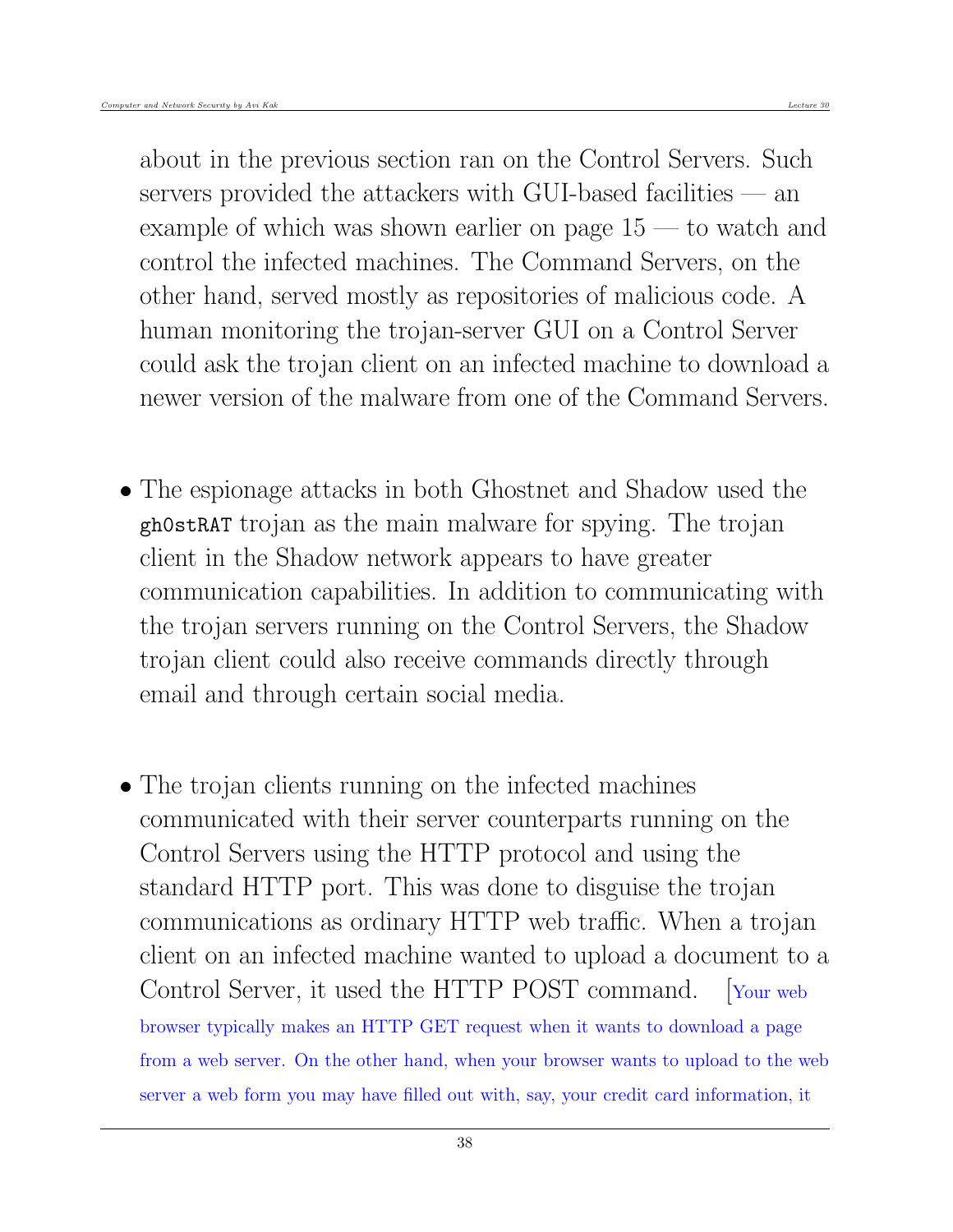about in the previous section ran on the Control Servers. Such servers provided the attackers with GUI-based facilities — an example of which was shown earlier on page 15 — to watch and control the infected machines. The Command Servers, on the other hand, served mostly as repositories of malicious code. A human monitoring the trojan-server GUI on a Control Server could ask the trojan client on an infected machine to download a newer version of the malware from one of the Command Servers.

- The espionage attacks in both Ghostnet and Shadow used the `gh0stRAT` trojan as the main malware for spying. The trojan client in the Shadow network appears to have greater communication capabilities. In addition to communicating with the trojan servers running on the Control Servers, the Shadow trojan client could also receive commands directly through email and through certain social media.

- The trojan clients running on the infected machines communicated with their server counterparts running on the Control Servers using the HTTP protocol and using the standard HTTP port. This was done to disguise the trojan communications as ordinary HTTP web traffic. When a trojan client on an infected machine wanted to upload a document to a Control Server, it used the HTTP POST command. [Your web browser typically makes an HTTP GET request when it wants to download a page from a web server. On the other hand, when your browser wants to upload to the web server a web form you may have filled out with, say, your credit card information, it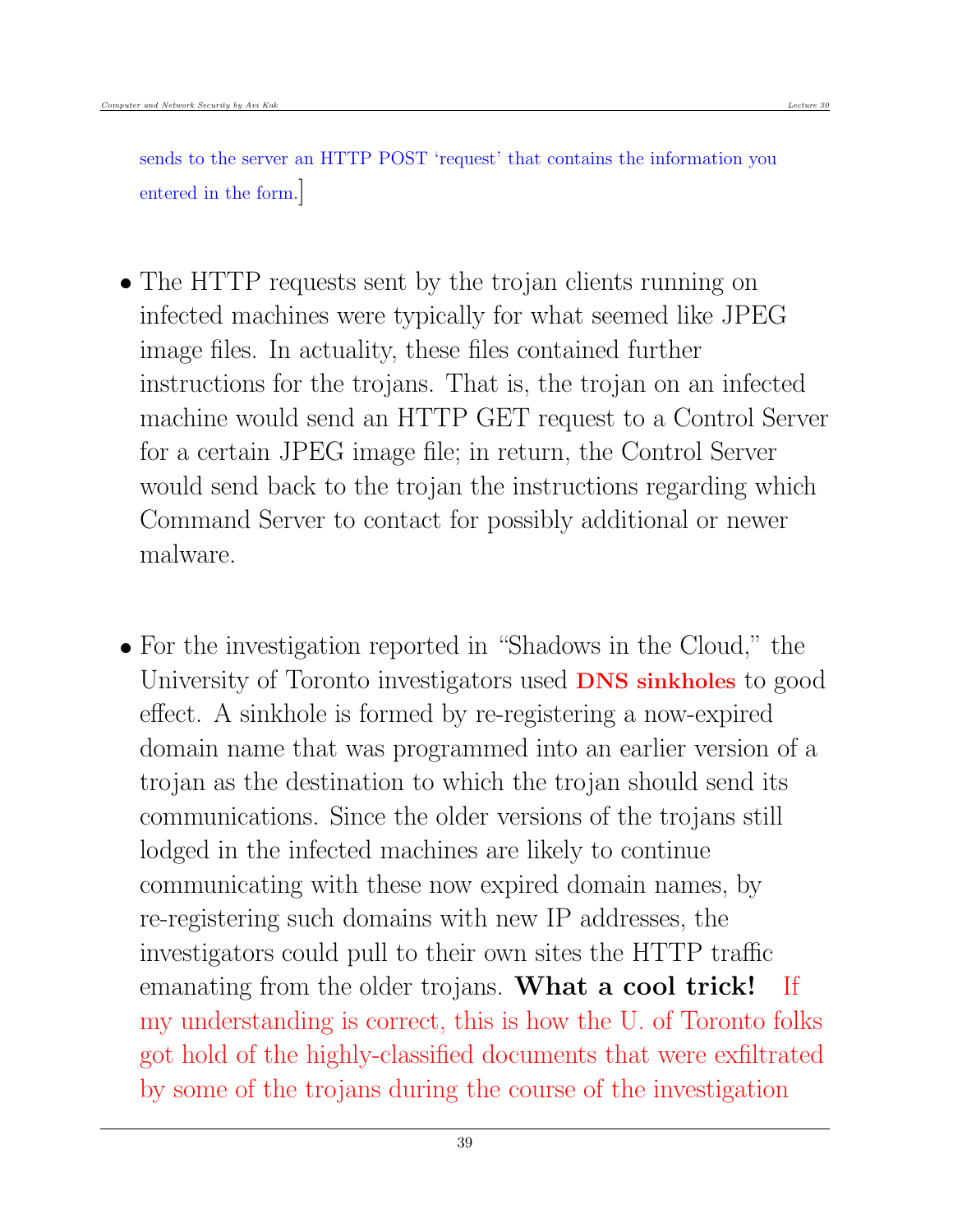sends to the server an HTTP POST 'request' that contains the information you entered in the form.]

- The HTTP requests sent by the trojan clients running on infected machines were typically for what seemed like JPEG image files. In actuality, these files contained further instructions for the trojans. That is, the trojan on an infected machine would send an HTTP GET request to a Control Server for a certain JPEG image file; in return, the Control Server would send back to the trojan the instructions regarding which Command Server to contact for possibly additional or newer malware.

- For the investigation reported in "Shadows in the Cloud," the University of Toronto investigators used **DNS sinkholes** to good effect. A sinkhole is formed by re-registering a now-expired domain name that was programmed into an earlier version of a trojan as the destination to which the trojan should send its communications. Since the older versions of the trojans still lodged in the infected machines are likely to continue communicating with these now expired domain names, by re-registering such domains with new IP addresses, the investigators could pull to their own sites the HTTP traffic emanating from the older trojans. **What a cool trick!** If my understanding is correct, this is how the U. of Toronto folks got hold of the highly-classified documents that were exfiltrated by some of the trojans during the course of the investigation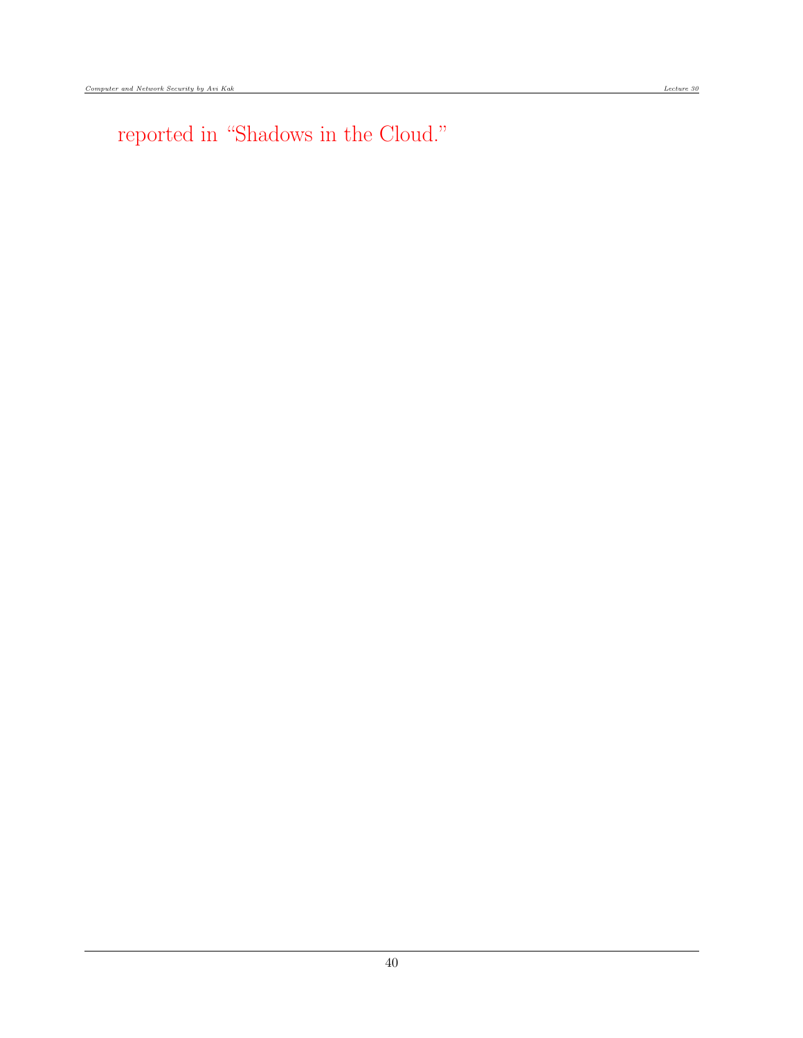reported in “Shadows in the Cloud.”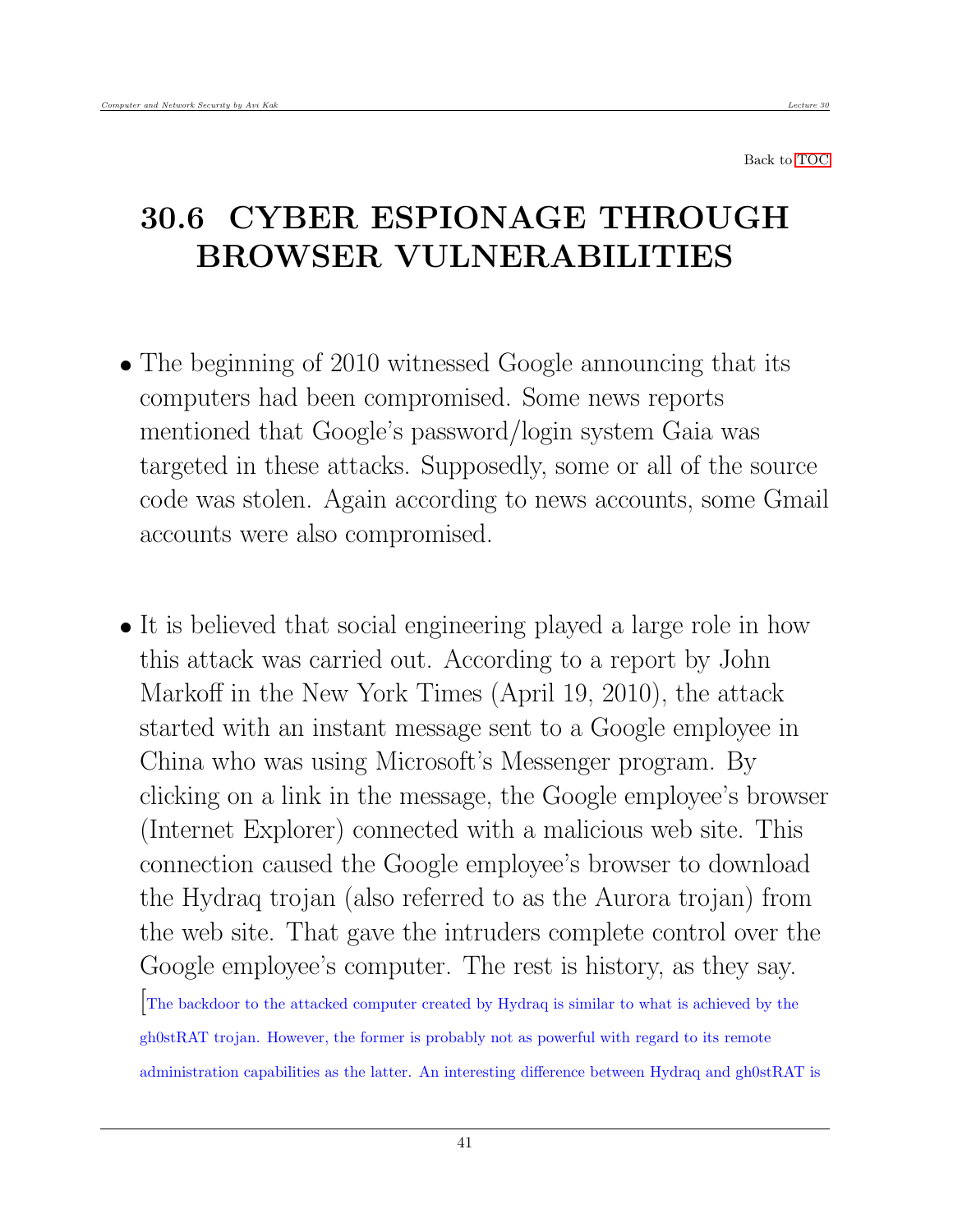Back to TOC

# 30.6 CYBER ESPIONAGE THROUGH BROWSER VULNERABILITIES

- The beginning of 2010 witnessed Google announcing that its computers had been compromised. Some news reports mentioned that Google's password/login system Gaia was targeted in these attacks. Supposedly, some or all of the source code was stolen. Again according to news accounts, some Gmail accounts were also compromised.

- It is believed that social engineering played a large role in how this attack was carried out. According to a report by John Markoff in the New York Times (April 19, 2010), the attack started with an instant message sent to a Google employee in China who was using Microsoft's Messenger program. By clicking on a link in the message, the Google employee's browser (Internet Explorer) connected with a malicious web site. This connection caused the Google employee's browser to download the Hydraq trojan (also referred to as the Aurora trojan) from the web site. That gave the intruders complete control over the Google employee's computer. The rest is history, as they say. [The backdoor to the attacked computer created by Hydraq is similar to what is achieved by the gh0stRAT trojan. However, the former is probably not as powerful with regard to its remote administration capabilities as the latter. An interesting difference between Hydraq and gh0stRAT is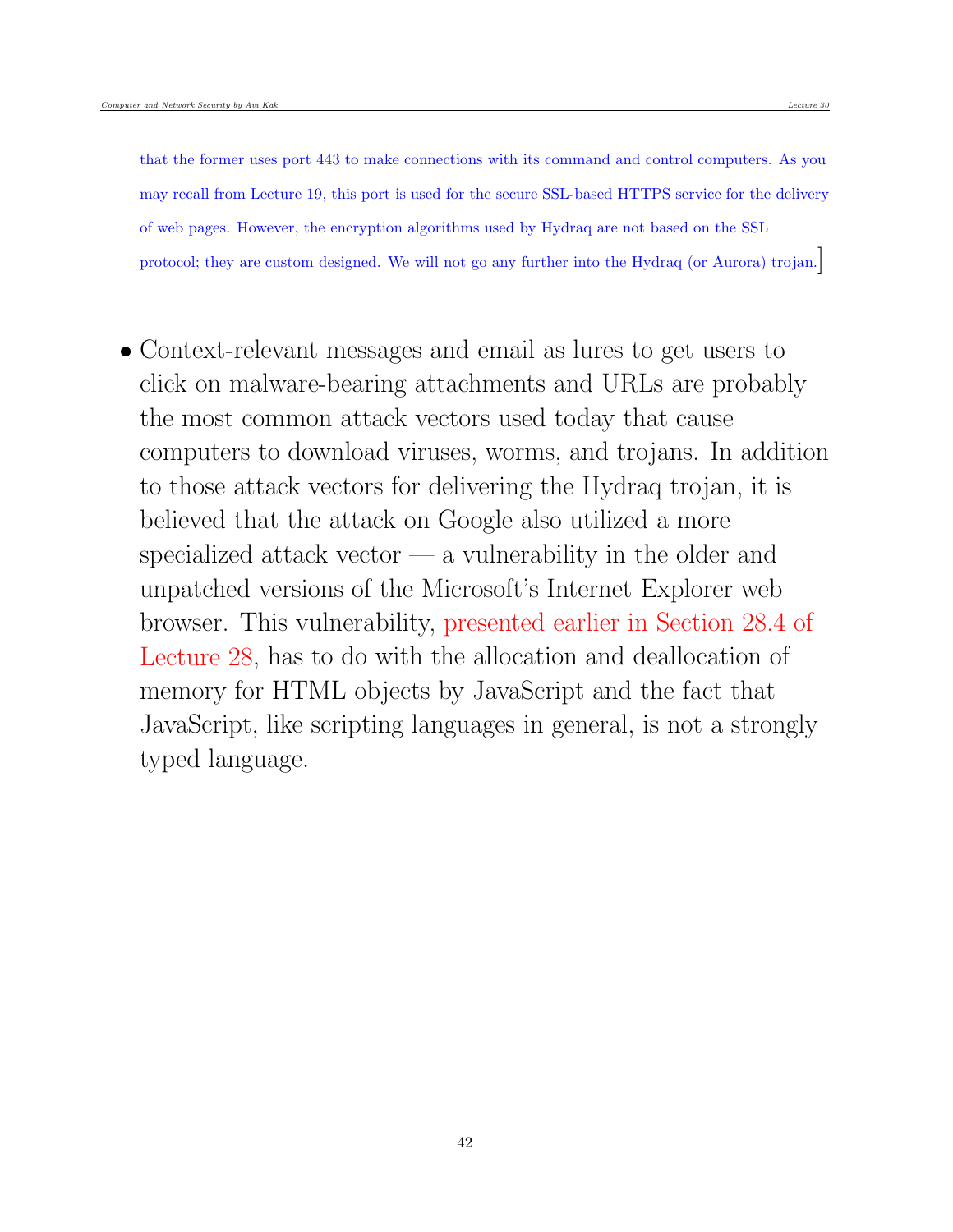that the former uses port 443 to make connections with its command and control computers. As you may recall from Lecture 19, this port is used for the secure SSL-based HTTPS service for the delivery of web pages. However, the encryption algorithms used by Hydraq are not based on the SSL protocol; they are custom designed. We will not go any further into the Hydraq (or Aurora) trojan.]

- Context-relevant messages and email as lures to get users to click on malware-bearing attachments and URLs are probably the most common attack vectors used today that cause computers to download viruses, worms, and trojans. In addition to those attack vectors for delivering the Hydraq trojan, it is believed that the attack on Google also utilized a more specialized attack vector — a vulnerability in the older and unpatched versions of the Microsoft's Internet Explorer web browser. This vulnerability, presented earlier in Section 28.4 of Lecture 28, has to do with the allocation and deallocation of memory for HTML objects by JavaScript and the fact that JavaScript, like scripting languages in general, is not a strongly typed language.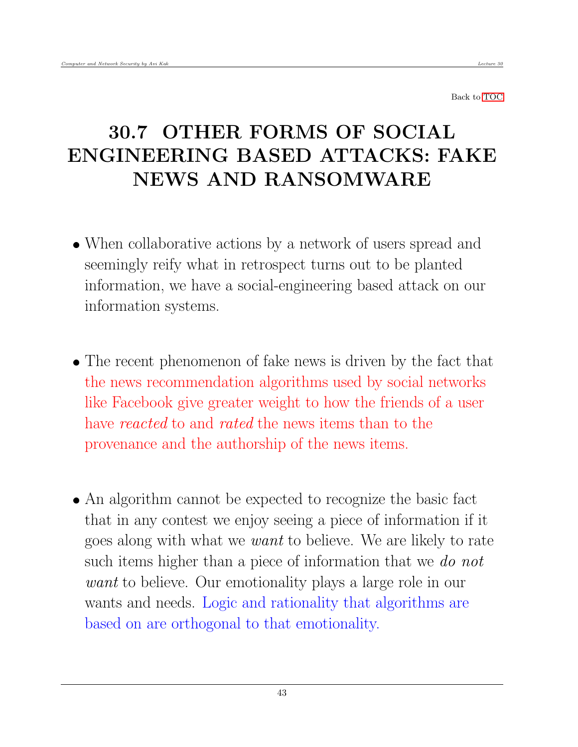Back to TOC

# 30.7 OTHER FORMS OF SOCIAL ENGINEERING BASED ATTACKS: FAKE NEWS AND RANSOMWARE

- When collaborative actions by a network of users spread and seemingly reify what in retrospect turns out to be planted information, we have a social-engineering based attack on our information systems.

- The recent phenomenon of fake news is driven by the fact that the news recommendation algorithms used by social networks like Facebook give greater weight to how the friends of a user have *reacted* to and *rated* the news items than to the provenance and the authorship of the news items.

- An algorithm cannot be expected to recognize the basic fact that in any contest we enjoy seeing a piece of information if it goes along with what we *want* to believe. We are likely to rate such items higher than a piece of information that we *do not want* to believe. Our emotionality plays a large role in our wants and needs. Logic and rationality that algorithms are based on are orthogonal to that emotionality.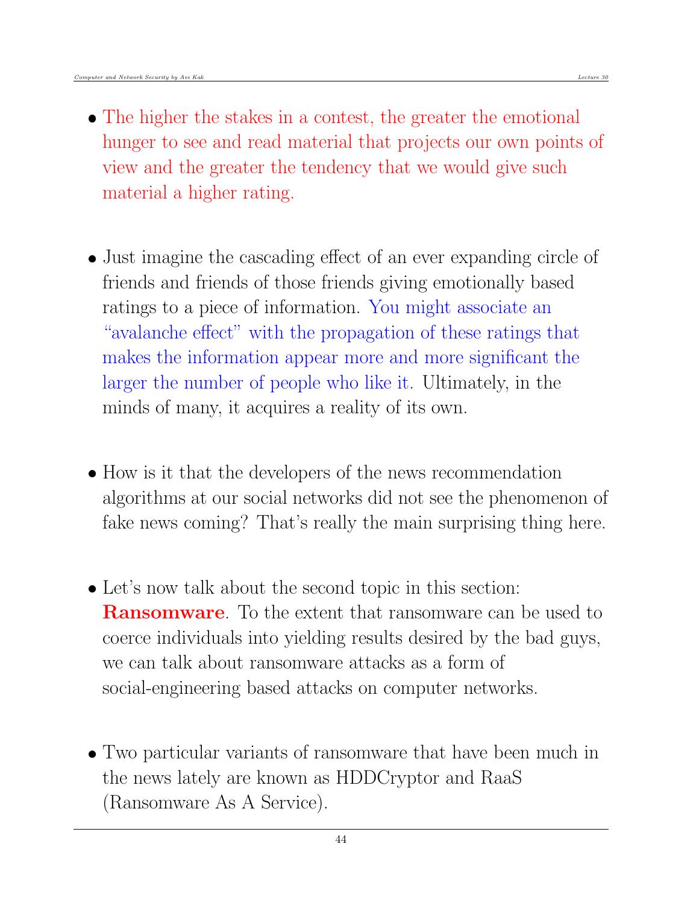- The higher the stakes in a contest, the greater the emotional hunger to see and read material that projects our own points of view and the greater the tendency that we would give such material a higher rating.

- Just imagine the cascading effect of an ever expanding circle of friends and friends of those friends giving emotionally based ratings to a piece of information. You might associate an "avalanche effect" with the propagation of these ratings that makes the information appear more and more significant the larger the number of people who like it. Ultimately, in the minds of many, it acquires a reality of its own.

- How is it that the developers of the news recommendation algorithms at our social networks did not see the phenomenon of fake news coming? That's really the main surprising thing here.

- Let's now talk about the second topic in this section: **Ransomware**. To the extent that ransomware can be used to coerce individuals into yielding results desired by the bad guys, we can talk about ransomware attacks as a form of social-engineering based attacks on computer networks.

- Two particular variants of ransomware that have been much in the news lately are known as HDDCryptor and RaaS (Ransomware As A Service).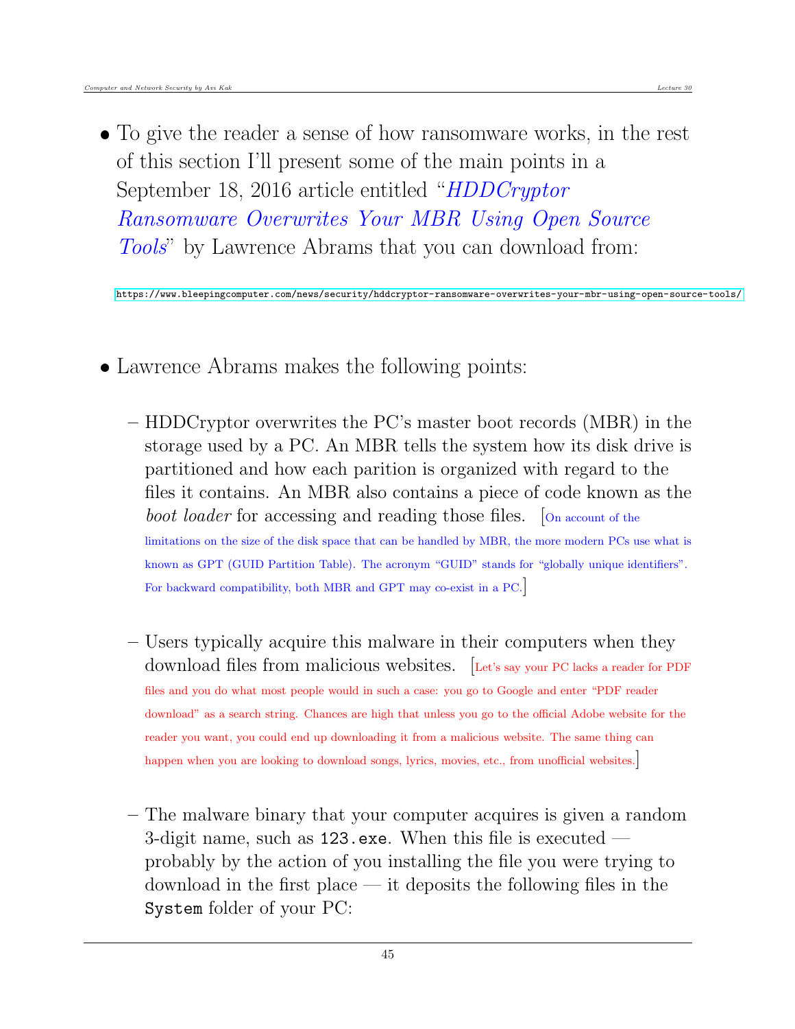- To give the reader a sense of how ransomware works, in the rest of this section I'll present some of the main points in a September 18, 2016 article entitled "*HDDCryptor Ransomware Overwrites Your MBR Using Open Source Tools*" by Lawrence Abrams that you can download from:

https://www.bleepingcomputer.com/news/security/hddcryptor-ransomware-overwrites-your-mbr-using-open-source-tools/

- Lawrence Abrams makes the following points:

  – HDDCryptor overwrites the PC's master boot records (MBR) in the storage used by a PC. An MBR tells the system how its disk drive is partitioned and how each parition is organized with regard to the files it contains. An MBR also contains a piece of code known as the *boot loader* for accessing and reading those files. [On account of the limitations on the size of the disk space that can be handled by MBR, the more modern PCs use what is known as GPT (GUID Partition Table). The acronym "GUID" stands for "globally unique identifiers". For backward compatibility, both MBR and GPT may co-exist in a PC.]

  – Users typically acquire this malware in their computers when they download files from malicious websites. [Let's say your PC lacks a reader for PDF files and you do what most people would in such a case: you go to Google and enter "PDF reader download" as a search string. Chances are high that unless you go to the official Adobe website for the reader you want, you could end up downloading it from a malicious website. The same thing can happen when you are looking to download songs, lyrics, movies, etc., from unofficial websites.]

  – The malware binary that your computer acquires is given a random 3-digit name, such as `123.exe`. When this file is executed — probably by the action of you installing the file you were trying to download in the first place — it deposits the following files in the `System` folder of your PC: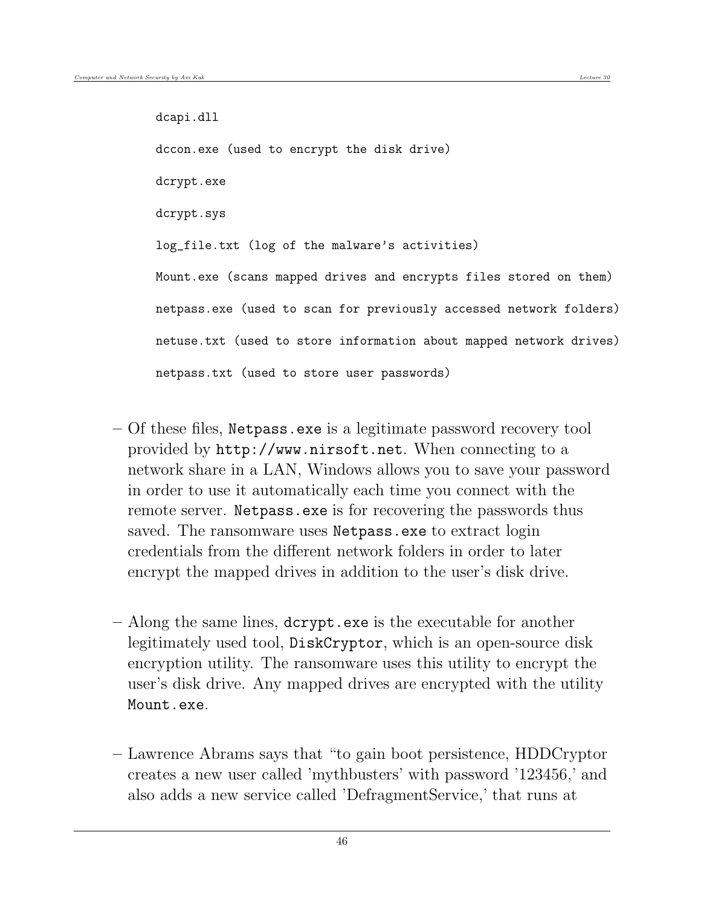```
dcapi.dll

dccon.exe (used to encrypt the disk drive)

dcrypt.exe

dcrypt.sys

log_file.txt (log of the malware's activities)

Mount.exe (scans mapped drives and encrypts files stored on them)

netpass.exe (used to scan for previously accessed network folders)

netuse.txt (used to store information about mapped network drives)

netpass.txt (used to store user passwords)
```

– Of these files, `Netpass.exe` is a legitimate password recovery tool provided by `http://www.nirsoft.net`. When connecting to a network share in a LAN, Windows allows you to save your password in order to use it automatically each time you connect with the remote server. `Netpass.exe` is for recovering the passwords thus saved. The ransomware uses `Netpass.exe` to extract login credentials from the different network folders in order to later encrypt the mapped drives in addition to the user's disk drive.

– Along the same lines, `dcrypt.exe` is the executable for another legitimately used tool, `DiskCryptor`, which is an open-source disk encryption utility. The ransomware uses this utility to encrypt the user's disk drive. Any mapped drives are encrypted with the utility `Mount.exe`.

– Lawrence Abrams says that "to gain boot persistence, HDDCryptor creates a new user called 'mythbusters' with password '123456,' and also adds a new service called 'DefragmentService,' that runs at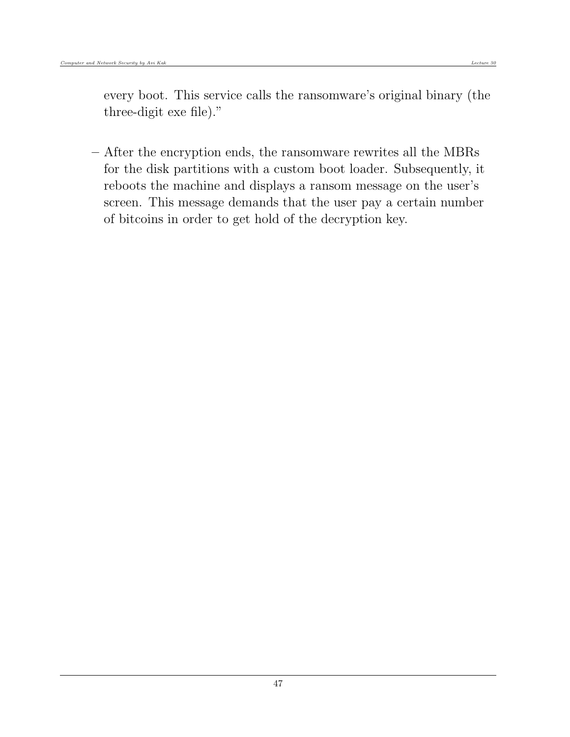every boot. This service calls the ransomware's original binary (the three-digit exe file)."

– After the encryption ends, the ransomware rewrites all the MBRs for the disk partitions with a custom boot loader. Subsequently, it reboots the machine and displays a ransom message on the user's screen. This message demands that the user pay a certain number of bitcoins in order to get hold of the decryption key.